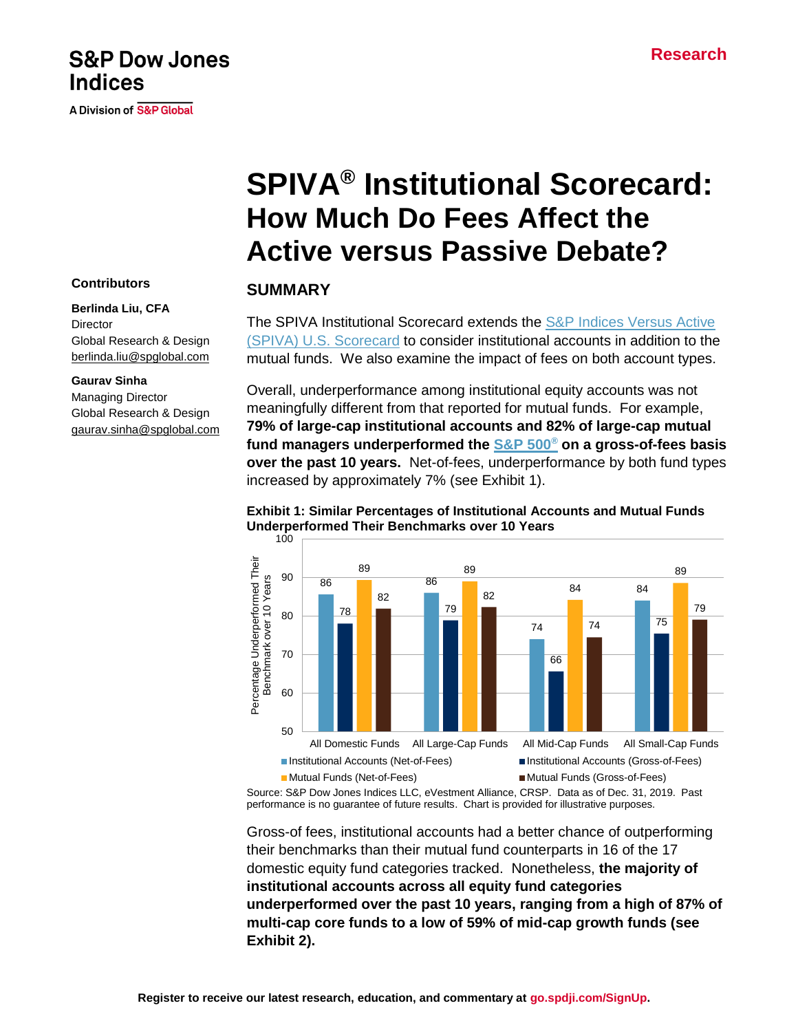S&P Dow Jones Indices

A Division of S&P Global

Research

# SPIVA® Institutional Scorecard: How Much Do Fees Affect the Active versus Passive Debate?

**Contributors**

**Berlinda Liu, CFA**
Director
Global Research & Design
berlinda.liu@spglobal.com

**Gaurav Sinha**
Managing Director
Global Research & Design
gaurav.sinha@spglobal.com

## SUMMARY

The SPIVA Institutional Scorecard extends the S&P Indices Versus Active (SPIVA) U.S. Scorecard to consider institutional accounts in addition to the mutual funds. We also examine the impact of fees on both account types.

Overall, underperformance among institutional equity accounts was not meaningfully different from that reported for mutual funds. For example, **79% of large-cap institutional accounts and 82% of large-cap mutual fund managers underperformed the S&P 500® on a gross-of-fees basis over the past 10 years.** Net-of-fees, underperformance by both fund types increased by approximately 7% (see Exhibit 1).

**Exhibit 1: Similar Percentages of Institutional Accounts and Mutual Funds Underperformed Their Benchmarks over 10 Years**

| Percentage Underperformed Their Benchmark over 10 Years | Institutional Accounts (Net-of-Fees) | Institutional Accounts (Gross-of-Fees) | Mutual Funds (Net-of-Fees) | Mutual Funds (Gross-of-Fees) |
|---|---|---|---|---|
| All Domestic Funds | 86 | 78 | 89 | 82 |
| All Large-Cap Funds | 86 | 79 | 89 | 82 |
| All Mid-Cap Funds | 74 | 66 | 84 | 74 |
| All Small-Cap Funds | 84 | 75 | 89 | 79 |

Source: S&P Dow Jones Indices LLC, eVestment Alliance, CRSP. Data as of Dec. 31, 2019. Past performance is no guarantee of future results. Chart is provided for illustrative purposes.

Gross-of fees, institutional accounts had a better chance of outperforming their benchmarks than their mutual fund counterparts in 16 of the 17 domestic equity fund categories tracked. Nonetheless, **the majority of institutional accounts across all equity fund categories underperformed over the past 10 years, ranging from a high of 87% of multi-cap core funds to a low of 59% of mid-cap growth funds (see Exhibit 2).**

Register to receive our latest research, education, and commentary at go.spdji.com/SignUp.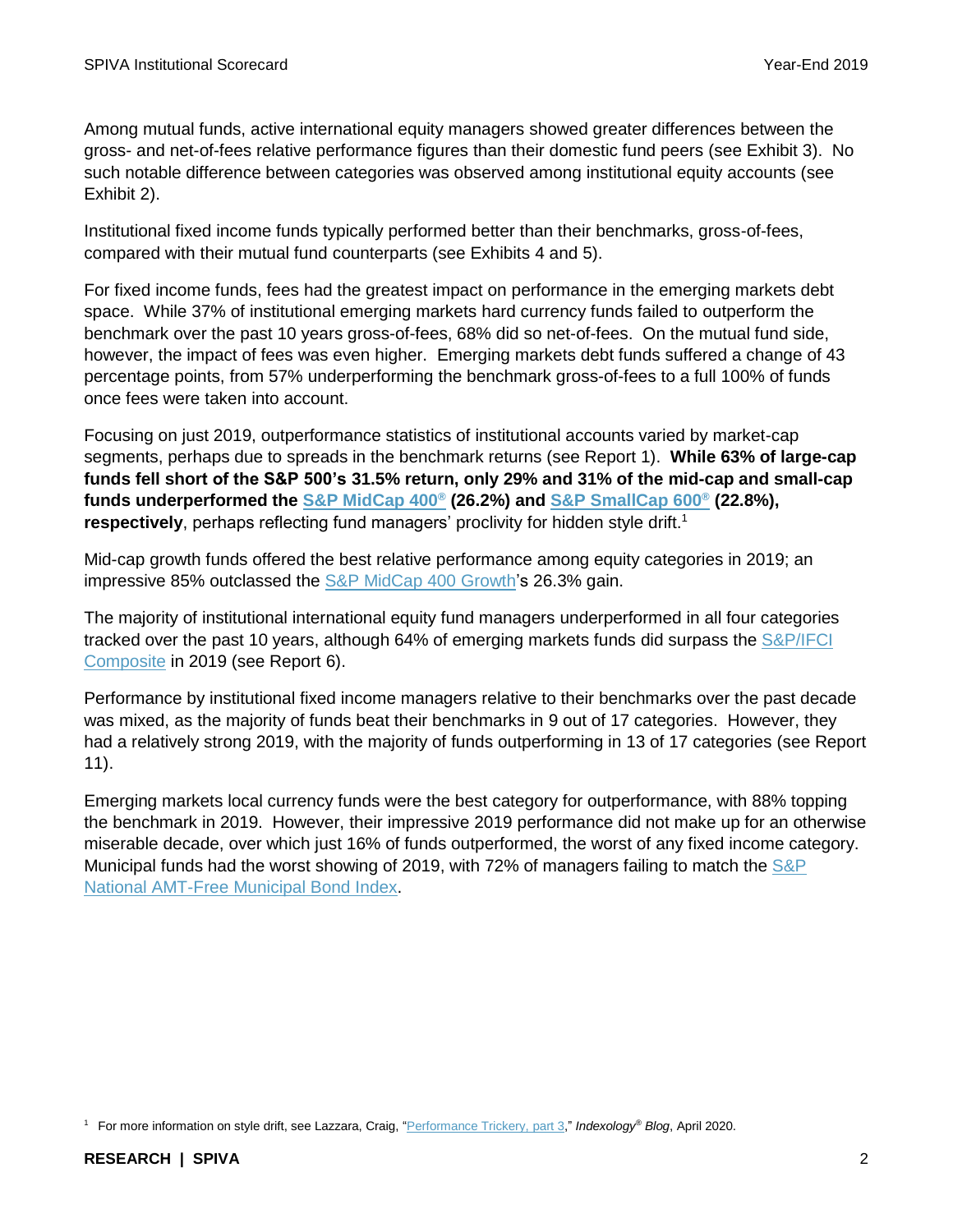Among mutual funds, active international equity managers showed greater differences between the gross- and net-of-fees relative performance figures than their domestic fund peers (see Exhibit 3). No such notable difference between categories was observed among institutional equity accounts (see Exhibit 2).

Institutional fixed income funds typically performed better than their benchmarks, gross-of-fees, compared with their mutual fund counterparts (see Exhibits 4 and 5).

For fixed income funds, fees had the greatest impact on performance in the emerging markets debt space. While 37% of institutional emerging markets hard currency funds failed to outperform the benchmark over the past 10 years gross-of-fees, 68% did so net-of-fees. On the mutual fund side, however, the impact of fees was even higher. Emerging markets debt funds suffered a change of 43 percentage points, from 57% underperforming the benchmark gross-of-fees to a full 100% of funds once fees were taken into account.

Focusing on just 2019, outperformance statistics of institutional accounts varied by market-cap segments, perhaps due to spreads in the benchmark returns (see Report 1). **While 63% of large-cap funds fell short of the S&P 500's 31.5% return, only 29% and 31% of the mid-cap and small-cap funds underperformed the S&P MidCap 400® (26.2%) and S&P SmallCap 600® (22.8%), respectively**, perhaps reflecting fund managers' proclivity for hidden style drift.[1]

Mid-cap growth funds offered the best relative performance among equity categories in 2019; an impressive 85% outclassed the S&P MidCap 400 Growth's 26.3% gain.

The majority of institutional international equity fund managers underperformed in all four categories tracked over the past 10 years, although 64% of emerging markets funds did surpass the S&P/IFCI Composite in 2019 (see Report 6).

Performance by institutional fixed income managers relative to their benchmarks over the past decade was mixed, as the majority of funds beat their benchmarks in 9 out of 17 categories. However, they had a relatively strong 2019, with the majority of funds outperforming in 13 of 17 categories (see Report 11).

Emerging markets local currency funds were the best category for outperformance, with 88% topping the benchmark in 2019. However, their impressive 2019 performance did not make up for an otherwise miserable decade, over which just 16% of funds outperformed, the worst of any fixed income category. Municipal funds had the worst showing of 2019, with 72% of managers failing to match the S&P National AMT-Free Municipal Bond Index.

[1] For more information on style drift, see Lazzara, Craig, "Performance Trickery, part 3," *Indexology® Blog*, April 2020.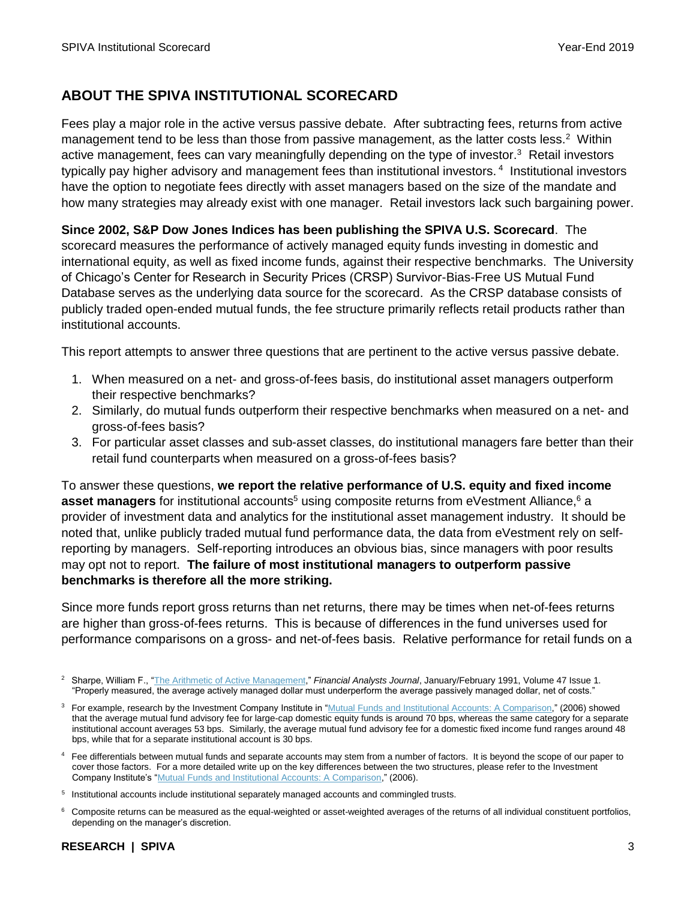## ABOUT THE SPIVA INSTITUTIONAL SCORECARD

Fees play a major role in the active versus passive debate. After subtracting fees, returns from active management tend to be less than those from passive management, as the latter costs less.[2] Within active management, fees can vary meaningfully depending on the type of investor.[3] Retail investors typically pay higher advisory and management fees than institutional investors.[4] Institutional investors have the option to negotiate fees directly with asset managers based on the size of the mandate and how many strategies may already exist with one manager. Retail investors lack such bargaining power.

**Since 2002, S&P Dow Jones Indices has been publishing the SPIVA U.S. Scorecard**. The scorecard measures the performance of actively managed equity funds investing in domestic and international equity, as well as fixed income funds, against their respective benchmarks. The University of Chicago's Center for Research in Security Prices (CRSP) Survivor-Bias-Free US Mutual Fund Database serves as the underlying data source for the scorecard. As the CRSP database consists of publicly traded open-ended mutual funds, the fee structure primarily reflects retail products rather than institutional accounts.

This report attempts to answer three questions that are pertinent to the active versus passive debate.

1. When measured on a net- and gross-of-fees basis, do institutional asset managers outperform their respective benchmarks?
2. Similarly, do mutual funds outperform their respective benchmarks when measured on a net- and gross-of-fees basis?
3. For particular asset classes and sub-asset classes, do institutional managers fare better than their retail fund counterparts when measured on a gross-of-fees basis?

To answer these questions, **we report the relative performance of U.S. equity and fixed income asset managers** for institutional accounts[5] using composite returns from eVestment Alliance,[6] a provider of investment data and analytics for the institutional asset management industry. It should be noted that, unlike publicly traded mutual fund performance data, the data from eVestment rely on self-reporting by managers. Self-reporting introduces an obvious bias, since managers with poor results may opt not to report. **The failure of most institutional managers to outperform passive benchmarks is therefore all the more striking.**

Since more funds report gross returns than net returns, there may be times when net-of-fees returns are higher than gross-of-fees returns. This is because of differences in the fund universes used for performance comparisons on a gross- and net-of-fees basis. Relative performance for retail funds on a

[2] Sharpe, William F., "The Arithmetic of Active Management," *Financial Analysts Journal*, January/February 1991, Volume 47 Issue 1. "Properly measured, the average actively managed dollar must underperform the average passively managed dollar, net of costs."

[3] For example, research by the Investment Company Institute in "Mutual Funds and Institutional Accounts: A Comparison," (2006) showed that the average mutual fund advisory fee for large-cap domestic equity funds is around 70 bps, whereas the same category for a separate institutional account averages 53 bps. Similarly, the average mutual fund advisory fee for a domestic fixed income fund ranges around 48 bps, while that for a separate institutional account is 30 bps.

[4] Fee differentials between mutual funds and separate accounts may stem from a number of factors. It is beyond the scope of our paper to cover those factors. For a more detailed write up on the key differences between the two structures, please refer to the Investment Company Institute's "Mutual Funds and Institutional Accounts: A Comparison," (2006).

[5] Institutional accounts include institutional separately managed accounts and commingled trusts.

[6] Composite returns can be measured as the equal-weighted or asset-weighted averages of the returns of all individual constituent portfolios, depending on the manager's discretion.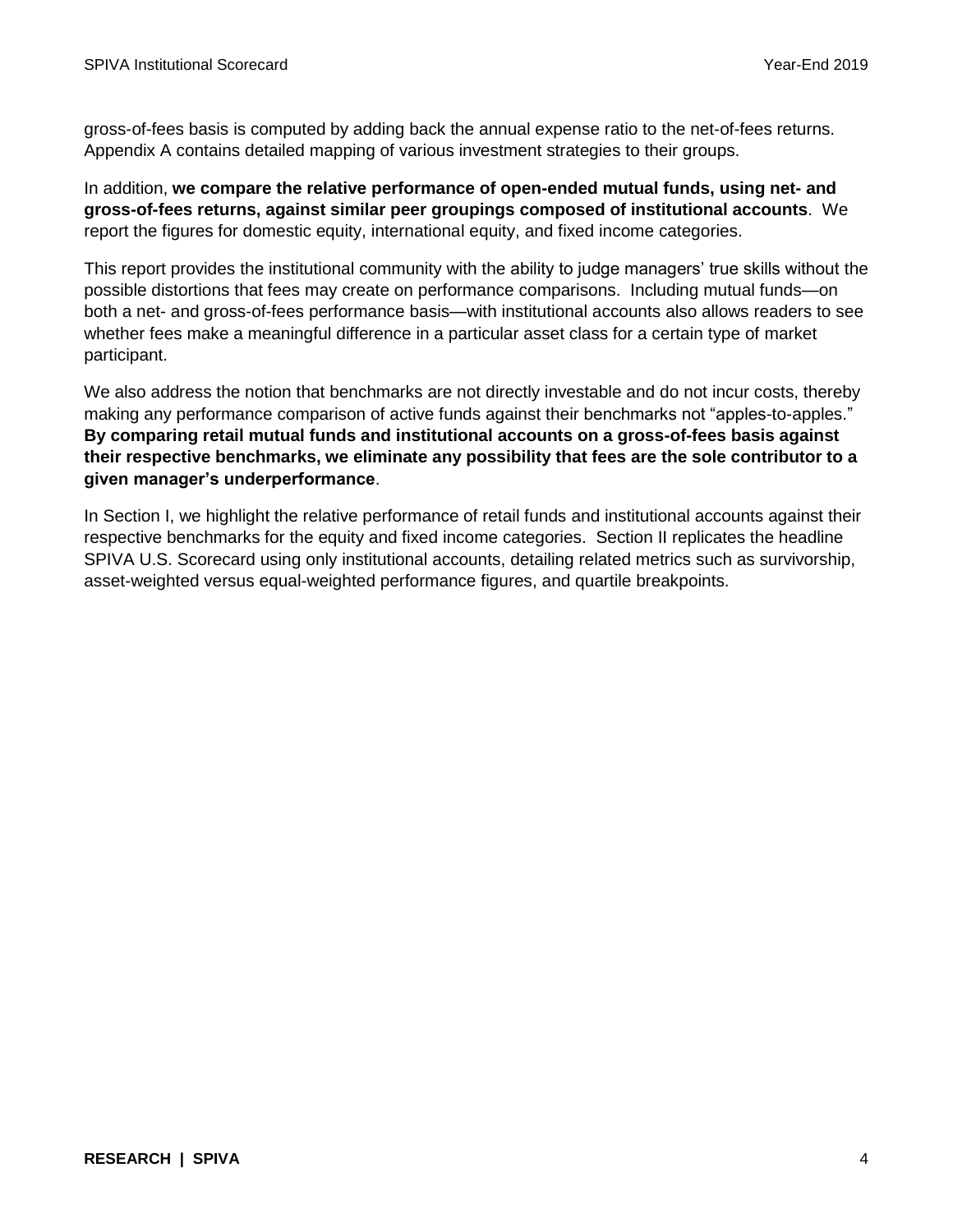gross-of-fees basis is computed by adding back the annual expense ratio to the net-of-fees returns. Appendix A contains detailed mapping of various investment strategies to their groups.

In addition, **we compare the relative performance of open-ended mutual funds, using net- and gross-of-fees returns, against similar peer groupings composed of institutional accounts**. We report the figures for domestic equity, international equity, and fixed income categories.

This report provides the institutional community with the ability to judge managers' true skills without the possible distortions that fees may create on performance comparisons. Including mutual funds—on both a net- and gross-of-fees performance basis—with institutional accounts also allows readers to see whether fees make a meaningful difference in a particular asset class for a certain type of market participant.

We also address the notion that benchmarks are not directly investable and do not incur costs, thereby making any performance comparison of active funds against their benchmarks not "apples-to-apples." **By comparing retail mutual funds and institutional accounts on a gross-of-fees basis against their respective benchmarks, we eliminate any possibility that fees are the sole contributor to a given manager's underperformance**.

In Section I, we highlight the relative performance of retail funds and institutional accounts against their respective benchmarks for the equity and fixed income categories. Section II replicates the headline SPIVA U.S. Scorecard using only institutional accounts, detailing related metrics such as survivorship, asset-weighted versus equal-weighted performance figures, and quartile breakpoints.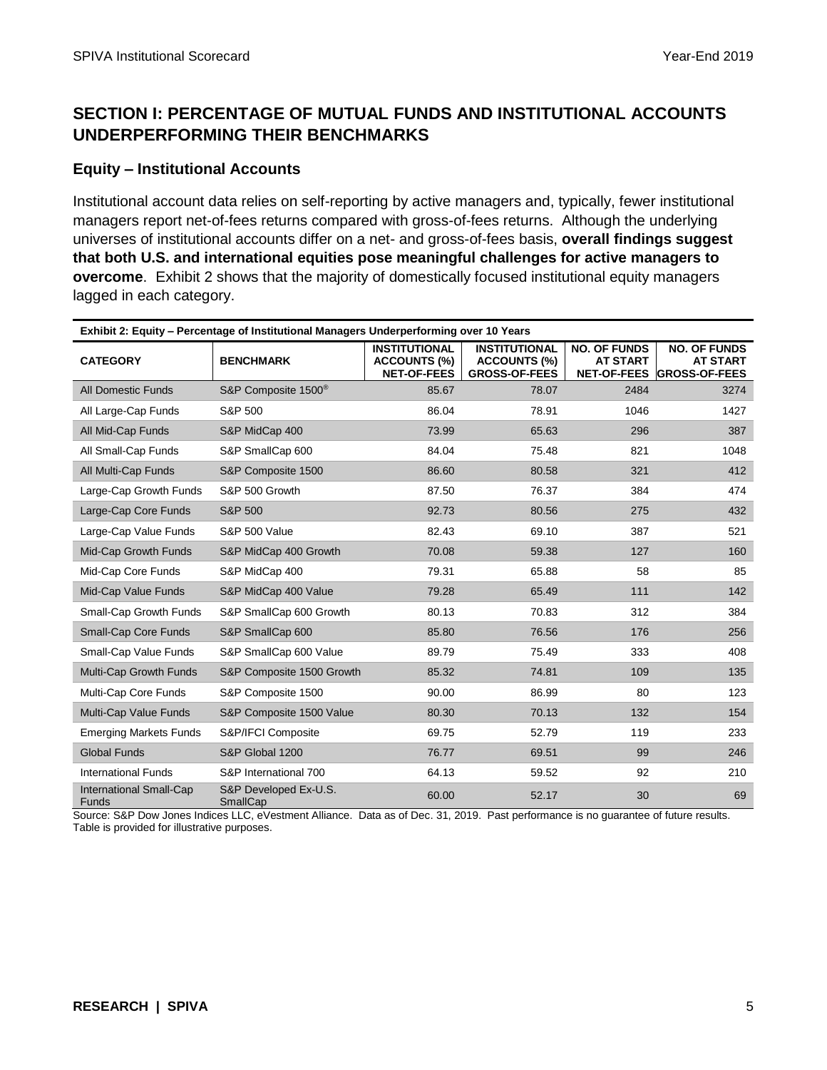## SECTION I: PERCENTAGE OF MUTUAL FUNDS AND INSTITUTIONAL ACCOUNTS UNDERPERFORMING THEIR BENCHMARKS

### Equity – Institutional Accounts

Institutional account data relies on self-reporting by active managers and, typically, fewer institutional managers report net-of-fees returns compared with gross-of-fees returns. Although the underlying universes of institutional accounts differ on a net- and gross-of-fees basis, **overall findings suggest that both U.S. and international equities pose meaningful challenges for active managers to overcome**. Exhibit 2 shows that the majority of domestically focused institutional equity managers lagged in each category.

**Exhibit 2: Equity – Percentage of Institutional Managers Underperforming over 10 Years**

| CATEGORY | BENCHMARK | INSTITUTIONAL ACCOUNTS (%) NET-OF-FEES | INSTITUTIONAL ACCOUNTS (%) GROSS-OF-FEES | NO. OF FUNDS AT START NET-OF-FEES | NO. OF FUNDS AT START GROSS-OF-FEES |
|---|---|---|---|---|---|
| All Domestic Funds | S&P Composite 1500® | 85.67 | 78.07 | 2484 | 3274 |
| All Large-Cap Funds | S&P 500 | 86.04 | 78.91 | 1046 | 1427 |
| All Mid-Cap Funds | S&P MidCap 400 | 73.99 | 65.63 | 296 | 387 |
| All Small-Cap Funds | S&P SmallCap 600 | 84.04 | 75.48 | 821 | 1048 |
| All Multi-Cap Funds | S&P Composite 1500 | 86.60 | 80.58 | 321 | 412 |
| Large-Cap Growth Funds | S&P 500 Growth | 87.50 | 76.37 | 384 | 474 |
| Large-Cap Core Funds | S&P 500 | 92.73 | 80.56 | 275 | 432 |
| Large-Cap Value Funds | S&P 500 Value | 82.43 | 69.10 | 387 | 521 |
| Mid-Cap Growth Funds | S&P MidCap 400 Growth | 70.08 | 59.38 | 127 | 160 |
| Mid-Cap Core Funds | S&P MidCap 400 | 79.31 | 65.88 | 58 | 85 |
| Mid-Cap Value Funds | S&P MidCap 400 Value | 79.28 | 65.49 | 111 | 142 |
| Small-Cap Growth Funds | S&P SmallCap 600 Growth | 80.13 | 70.83 | 312 | 384 |
| Small-Cap Core Funds | S&P SmallCap 600 | 85.80 | 76.56 | 176 | 256 |
| Small-Cap Value Funds | S&P SmallCap 600 Value | 89.79 | 75.49 | 333 | 408 |
| Multi-Cap Growth Funds | S&P Composite 1500 Growth | 85.32 | 74.81 | 109 | 135 |
| Multi-Cap Core Funds | S&P Composite 1500 | 90.00 | 86.99 | 80 | 123 |
| Multi-Cap Value Funds | S&P Composite 1500 Value | 80.30 | 70.13 | 132 | 154 |
| Emerging Markets Funds | S&P/IFCI Composite | 69.75 | 52.79 | 119 | 233 |
| Global Funds | S&P Global 1200 | 76.77 | 69.51 | 99 | 246 |
| International Funds | S&P International 700 | 64.13 | 59.52 | 92 | 210 |
| International Small-Cap Funds | S&P Developed Ex-U.S. SmallCap | 60.00 | 52.17 | 30 | 69 |

Source: S&P Dow Jones Indices LLC, eVestment Alliance. Data as of Dec. 31, 2019. Past performance is no guarantee of future results. Table is provided for illustrative purposes.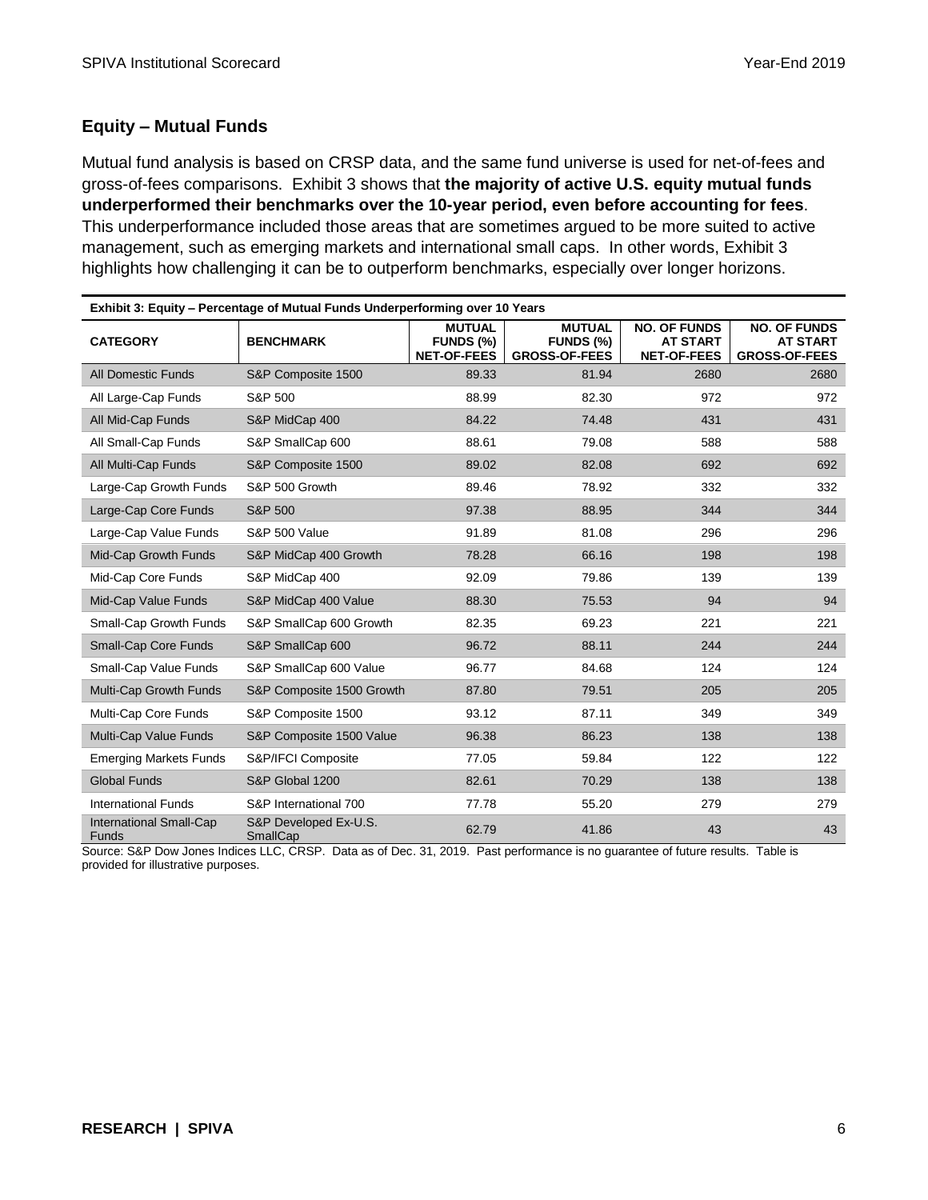## Equity – Mutual Funds

Mutual fund analysis is based on CRSP data, and the same fund universe is used for net-of-fees and gross-of-fees comparisons. Exhibit 3 shows that **the majority of active U.S. equity mutual funds underperformed their benchmarks over the 10-year period, even before accounting for fees**. This underperformance included those areas that are sometimes argued to be more suited to active management, such as emerging markets and international small caps. In other words, Exhibit 3 highlights how challenging it can be to outperform benchmarks, especially over longer horizons.

**Exhibit 3: Equity – Percentage of Mutual Funds Underperforming over 10 Years**

| CATEGORY | BENCHMARK | MUTUAL FUNDS (%) NET-OF-FEES | MUTUAL FUNDS (%) GROSS-OF-FEES | NO. OF FUNDS AT START NET-OF-FEES | NO. OF FUNDS AT START GROSS-OF-FEES |
|---|---|---|---|---|---|
| All Domestic Funds | S&P Composite 1500 | 89.33 | 81.94 | 2680 | 2680 |
| All Large-Cap Funds | S&P 500 | 88.99 | 82.30 | 972 | 972 |
| All Mid-Cap Funds | S&P MidCap 400 | 84.22 | 74.48 | 431 | 431 |
| All Small-Cap Funds | S&P SmallCap 600 | 88.61 | 79.08 | 588 | 588 |
| All Multi-Cap Funds | S&P Composite 1500 | 89.02 | 82.08 | 692 | 692 |
| Large-Cap Growth Funds | S&P 500 Growth | 89.46 | 78.92 | 332 | 332 |
| Large-Cap Core Funds | S&P 500 | 97.38 | 88.95 | 344 | 344 |
| Large-Cap Value Funds | S&P 500 Value | 91.89 | 81.08 | 296 | 296 |
| Mid-Cap Growth Funds | S&P MidCap 400 Growth | 78.28 | 66.16 | 198 | 198 |
| Mid-Cap Core Funds | S&P MidCap 400 | 92.09 | 79.86 | 139 | 139 |
| Mid-Cap Value Funds | S&P MidCap 400 Value | 88.30 | 75.53 | 94 | 94 |
| Small-Cap Growth Funds | S&P SmallCap 600 Growth | 82.35 | 69.23 | 221 | 221 |
| Small-Cap Core Funds | S&P SmallCap 600 | 96.72 | 88.11 | 244 | 244 |
| Small-Cap Value Funds | S&P SmallCap 600 Value | 96.77 | 84.68 | 124 | 124 |
| Multi-Cap Growth Funds | S&P Composite 1500 Growth | 87.80 | 79.51 | 205 | 205 |
| Multi-Cap Core Funds | S&P Composite 1500 | 93.12 | 87.11 | 349 | 349 |
| Multi-Cap Value Funds | S&P Composite 1500 Value | 96.38 | 86.23 | 138 | 138 |
| Emerging Markets Funds | S&P/IFCI Composite | 77.05 | 59.84 | 122 | 122 |
| Global Funds | S&P Global 1200 | 82.61 | 70.29 | 138 | 138 |
| International Funds | S&P International 700 | 77.78 | 55.20 | 279 | 279 |
| International Small-Cap Funds | S&P Developed Ex-U.S. SmallCap | 62.79 | 41.86 | 43 | 43 |

Source: S&P Dow Jones Indices LLC, CRSP. Data as of Dec. 31, 2019. Past performance is no guarantee of future results. Table is provided for illustrative purposes.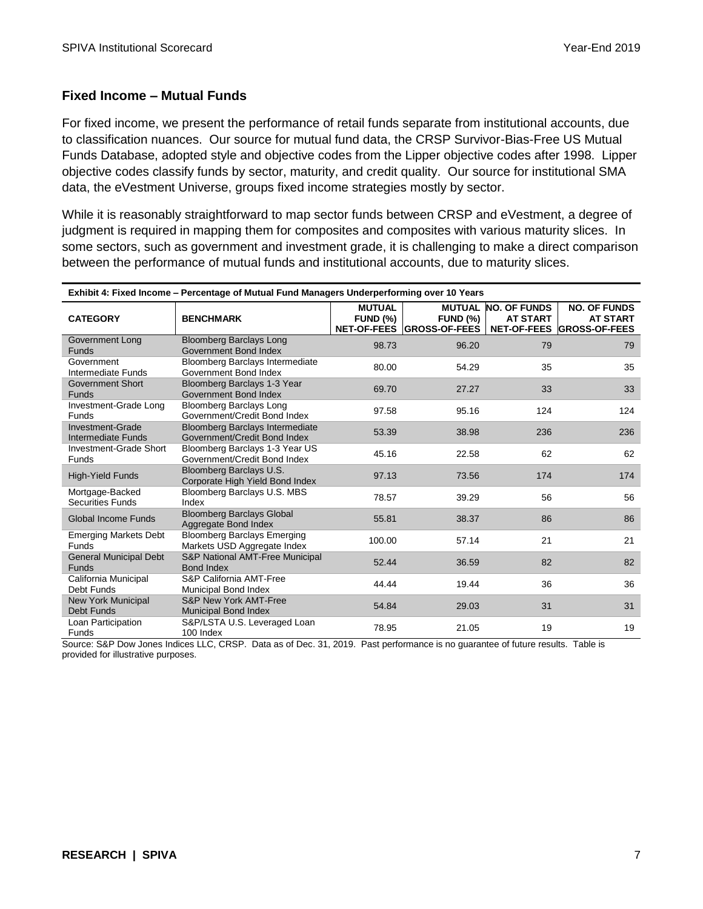## Fixed Income – Mutual Funds

For fixed income, we present the performance of retail funds separate from institutional accounts, due to classification nuances. Our source for mutual fund data, the CRSP Survivor-Bias-Free US Mutual Funds Database, adopted style and objective codes from the Lipper objective codes after 1998. Lipper objective codes classify funds by sector, maturity, and credit quality. Our source for institutional SMA data, the eVestment Universe, groups fixed income strategies mostly by sector.

While it is reasonably straightforward to map sector funds between CRSP and eVestment, a degree of judgment is required in mapping them for composites and composites with various maturity slices. In some sectors, such as government and investment grade, it is challenging to make a direct comparison between the performance of mutual funds and institutional accounts, due to maturity slices.

**Exhibit 4: Fixed Income – Percentage of Mutual Fund Managers Underperforming over 10 Years**

| CATEGORY | BENCHMARK | MUTUAL FUND (%) NET-OF-FEES | MUTUAL FUND (%) GROSS-OF-FEES | NO. OF FUNDS AT START NET-OF-FEES | NO. OF FUNDS AT START GROSS-OF-FEES |
|---|---|---|---|---|---|
| Government Long Funds | Bloomberg Barclays Long Government Bond Index | 98.73 | 96.20 | 79 | 79 |
| Government Intermediate Funds | Bloomberg Barclays Intermediate Government Bond Index | 80.00 | 54.29 | 35 | 35 |
| Government Short Funds | Bloomberg Barclays 1-3 Year Government Bond Index | 69.70 | 27.27 | 33 | 33 |
| Investment-Grade Long Funds | Bloomberg Barclays Long Government/Credit Bond Index | 97.58 | 95.16 | 124 | 124 |
| Investment-Grade Intermediate Funds | Bloomberg Barclays Intermediate Government/Credit Bond Index | 53.39 | 38.98 | 236 | 236 |
| Investment-Grade Short Funds | Bloomberg Barclays 1-3 Year US Government/Credit Bond Index | 45.16 | 22.58 | 62 | 62 |
| High-Yield Funds | Bloomberg Barclays U.S. Corporate High Yield Bond Index | 97.13 | 73.56 | 174 | 174 |
| Mortgage-Backed Securities Funds | Bloomberg Barclays U.S. MBS Index | 78.57 | 39.29 | 56 | 56 |
| Global Income Funds | Bloomberg Barclays Global Aggregate Bond Index | 55.81 | 38.37 | 86 | 86 |
| Emerging Markets Debt Funds | Bloomberg Barclays Emerging Markets USD Aggregate Index | 100.00 | 57.14 | 21 | 21 |
| General Municipal Debt Funds | S&P National AMT-Free Municipal Bond Index | 52.44 | 36.59 | 82 | 82 |
| California Municipal Debt Funds | S&P California AMT-Free Municipal Bond Index | 44.44 | 19.44 | 36 | 36 |
| New York Municipal Debt Funds | S&P New York AMT-Free Municipal Bond Index | 54.84 | 29.03 | 31 | 31 |
| Loan Participation Funds | S&P/LSTA U.S. Leveraged Loan 100 Index | 78.95 | 21.05 | 19 | 19 |

Source: S&P Dow Jones Indices LLC, CRSP. Data as of Dec. 31, 2019. Past performance is no guarantee of future results. Table is provided for illustrative purposes.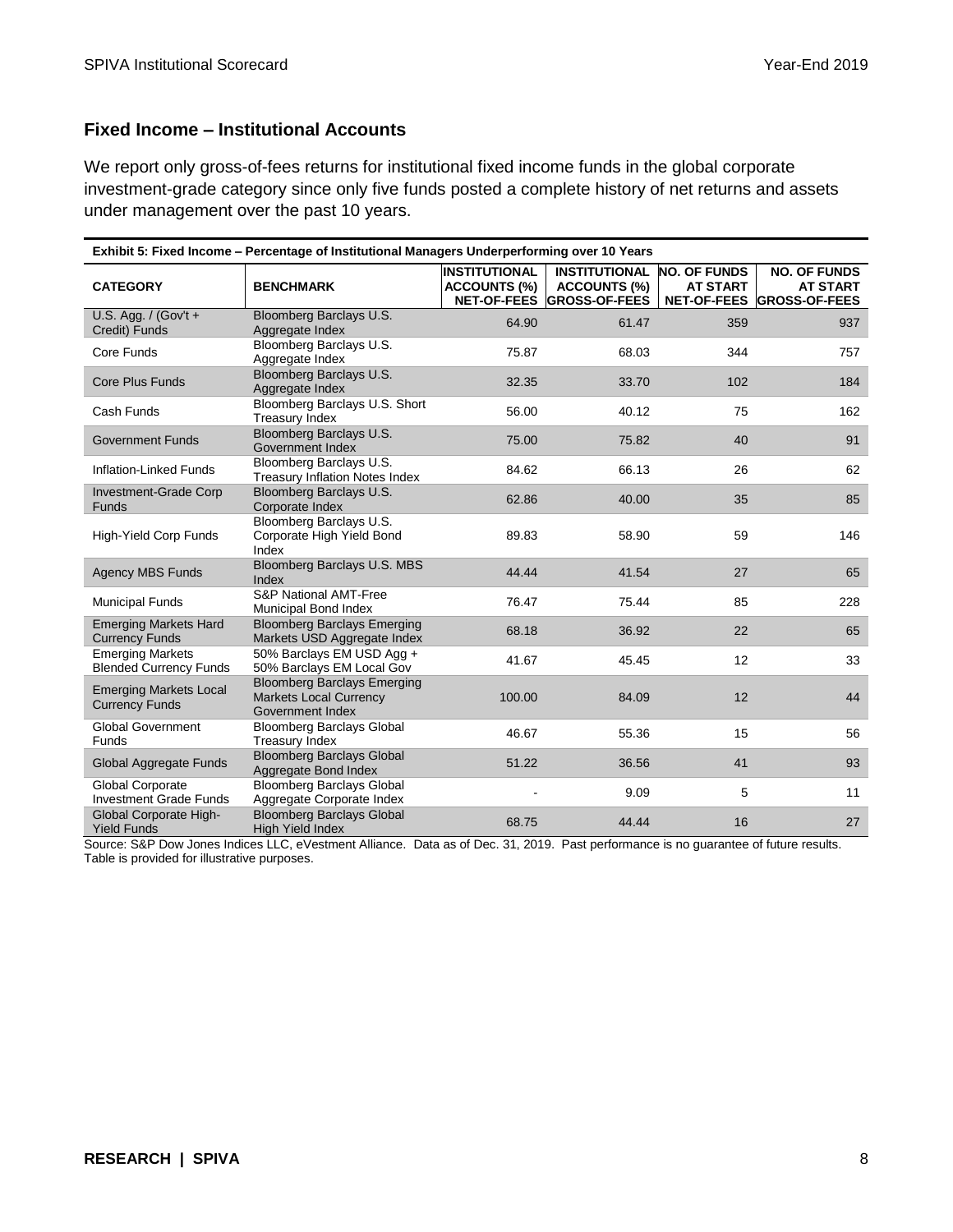## Fixed Income – Institutional Accounts

We report only gross-of-fees returns for institutional fixed income funds in the global corporate investment-grade category since only five funds posted a complete history of net returns and assets under management over the past 10 years.

**Exhibit 5: Fixed Income – Percentage of Institutional Managers Underperforming over 10 Years**

| CATEGORY | BENCHMARK | INSTITUTIONAL ACCOUNTS (%) NET-OF-FEES | INSTITUTIONAL ACCOUNTS (%) GROSS-OF-FEES | NO. OF FUNDS AT START NET-OF-FEES | NO. OF FUNDS AT START GROSS-OF-FEES |
|---|---|---|---|---|---|
| U.S. Agg. / (Gov't + Credit) Funds | Bloomberg Barclays U.S. Aggregate Index | 64.90 | 61.47 | 359 | 937 |
| Core Funds | Bloomberg Barclays U.S. Aggregate Index | 75.87 | 68.03 | 344 | 757 |
| Core Plus Funds | Bloomberg Barclays U.S. Aggregate Index | 32.35 | 33.70 | 102 | 184 |
| Cash Funds | Bloomberg Barclays U.S. Short Treasury Index | 56.00 | 40.12 | 75 | 162 |
| Government Funds | Bloomberg Barclays U.S. Government Index | 75.00 | 75.82 | 40 | 91 |
| Inflation-Linked Funds | Bloomberg Barclays U.S. Treasury Inflation Notes Index | 84.62 | 66.13 | 26 | 62 |
| Investment-Grade Corp Funds | Bloomberg Barclays U.S. Corporate Index | 62.86 | 40.00 | 35 | 85 |
| High-Yield Corp Funds | Bloomberg Barclays U.S. Corporate High Yield Bond Index | 89.83 | 58.90 | 59 | 146 |
| Agency MBS Funds | Bloomberg Barclays U.S. MBS Index | 44.44 | 41.54 | 27 | 65 |
| Municipal Funds | S&P National AMT-Free Municipal Bond Index | 76.47 | 75.44 | 85 | 228 |
| Emerging Markets Hard Currency Funds | Bloomberg Barclays Emerging Markets USD Aggregate Index | 68.18 | 36.92 | 22 | 65 |
| Emerging Markets Blended Currency Funds | 50% Barclays EM USD Agg + 50% Barclays EM Local Gov | 41.67 | 45.45 | 12 | 33 |
| Emerging Markets Local Currency Funds | Bloomberg Barclays Emerging Markets Local Currency Government Index | 100.00 | 84.09 | 12 | 44 |
| Global Government Funds | Bloomberg Barclays Global Treasury Index | 46.67 | 55.36 | 15 | 56 |
| Global Aggregate Funds | Bloomberg Barclays Global Aggregate Bond Index | 51.22 | 36.56 | 41 | 93 |
| Global Corporate Investment Grade Funds | Bloomberg Barclays Global Aggregate Corporate Index | - | 9.09 | 5 | 11 |
| Global Corporate High-Yield Funds | Bloomberg Barclays Global High Yield Index | 68.75 | 44.44 | 16 | 27 |

Source: S&P Dow Jones Indices LLC, eVestment Alliance. Data as of Dec. 31, 2019. Past performance is no guarantee of future results. Table is provided for illustrative purposes.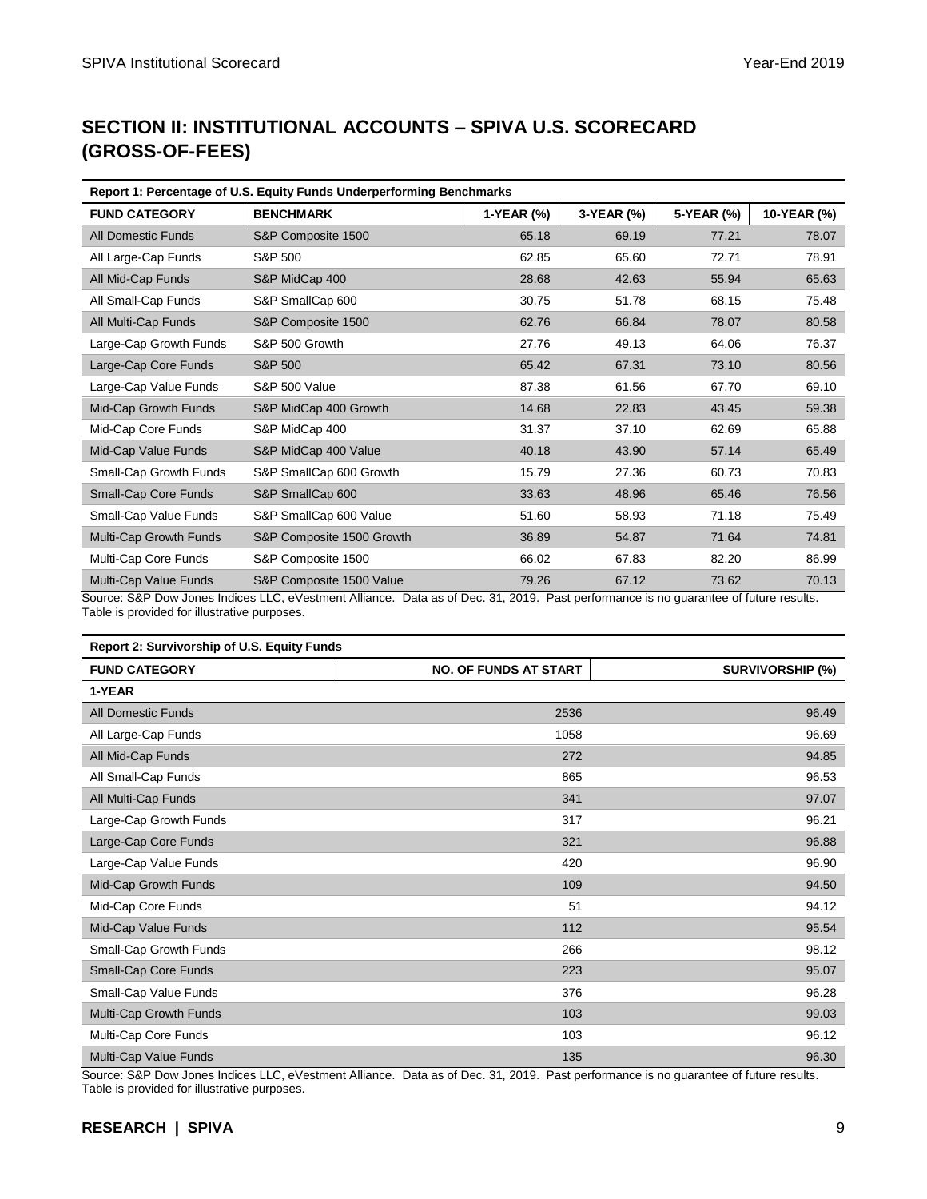## SECTION II: INSTITUTIONAL ACCOUNTS – SPIVA U.S. SCORECARD (GROSS-OF-FEES)

**Report 1: Percentage of U.S. Equity Funds Underperforming Benchmarks**

| FUND CATEGORY | BENCHMARK | 1-YEAR (%) | 3-YEAR (%) | 5-YEAR (%) | 10-YEAR (%) |
|---|---|---|---|---|---|
| All Domestic Funds | S&P Composite 1500 | 65.18 | 69.19 | 77.21 | 78.07 |
| All Large-Cap Funds | S&P 500 | 62.85 | 65.60 | 72.71 | 78.91 |
| All Mid-Cap Funds | S&P MidCap 400 | 28.68 | 42.63 | 55.94 | 65.63 |
| All Small-Cap Funds | S&P SmallCap 600 | 30.75 | 51.78 | 68.15 | 75.48 |
| All Multi-Cap Funds | S&P Composite 1500 | 62.76 | 66.84 | 78.07 | 80.58 |
| Large-Cap Growth Funds | S&P 500 Growth | 27.76 | 49.13 | 64.06 | 76.37 |
| Large-Cap Core Funds | S&P 500 | 65.42 | 67.31 | 73.10 | 80.56 |
| Large-Cap Value Funds | S&P 500 Value | 87.38 | 61.56 | 67.70 | 69.10 |
| Mid-Cap Growth Funds | S&P MidCap 400 Growth | 14.68 | 22.83 | 43.45 | 59.38 |
| Mid-Cap Core Funds | S&P MidCap 400 | 31.37 | 37.10 | 62.69 | 65.88 |
| Mid-Cap Value Funds | S&P MidCap 400 Value | 40.18 | 43.90 | 57.14 | 65.49 |
| Small-Cap Growth Funds | S&P SmallCap 600 Growth | 15.79 | 27.36 | 60.73 | 70.83 |
| Small-Cap Core Funds | S&P SmallCap 600 | 33.63 | 48.96 | 65.46 | 76.56 |
| Small-Cap Value Funds | S&P SmallCap 600 Value | 51.60 | 58.93 | 71.18 | 75.49 |
| Multi-Cap Growth Funds | S&P Composite 1500 Growth | 36.89 | 54.87 | 71.64 | 74.81 |
| Multi-Cap Core Funds | S&P Composite 1500 | 66.02 | 67.83 | 82.20 | 86.99 |
| Multi-Cap Value Funds | S&P Composite 1500 Value | 79.26 | 67.12 | 73.62 | 70.13 |

Source: S&P Dow Jones Indices LLC, eVestment Alliance. Data as of Dec. 31, 2019. Past performance is no guarantee of future results. Table is provided for illustrative purposes.

**Report 2: Survivorship of U.S. Equity Funds**

| FUND CATEGORY | NO. OF FUNDS AT START | SURVIVORSHIP (%) |
|---|---|---|
| **1-YEAR** | | |
| All Domestic Funds | 2536 | 96.49 |
| All Large-Cap Funds | 1058 | 96.69 |
| All Mid-Cap Funds | 272 | 94.85 |
| All Small-Cap Funds | 865 | 96.53 |
| All Multi-Cap Funds | 341 | 97.07 |
| Large-Cap Growth Funds | 317 | 96.21 |
| Large-Cap Core Funds | 321 | 96.88 |
| Large-Cap Value Funds | 420 | 96.90 |
| Mid-Cap Growth Funds | 109 | 94.50 |
| Mid-Cap Core Funds | 51 | 94.12 |
| Mid-Cap Value Funds | 112 | 95.54 |
| Small-Cap Growth Funds | 266 | 98.12 |
| Small-Cap Core Funds | 223 | 95.07 |
| Small-Cap Value Funds | 376 | 96.28 |
| Multi-Cap Growth Funds | 103 | 99.03 |
| Multi-Cap Core Funds | 103 | 96.12 |
| Multi-Cap Value Funds | 135 | 96.30 |

Source: S&P Dow Jones Indices LLC, eVestment Alliance. Data as of Dec. 31, 2019. Past performance is no guarantee of future results. Table is provided for illustrative purposes.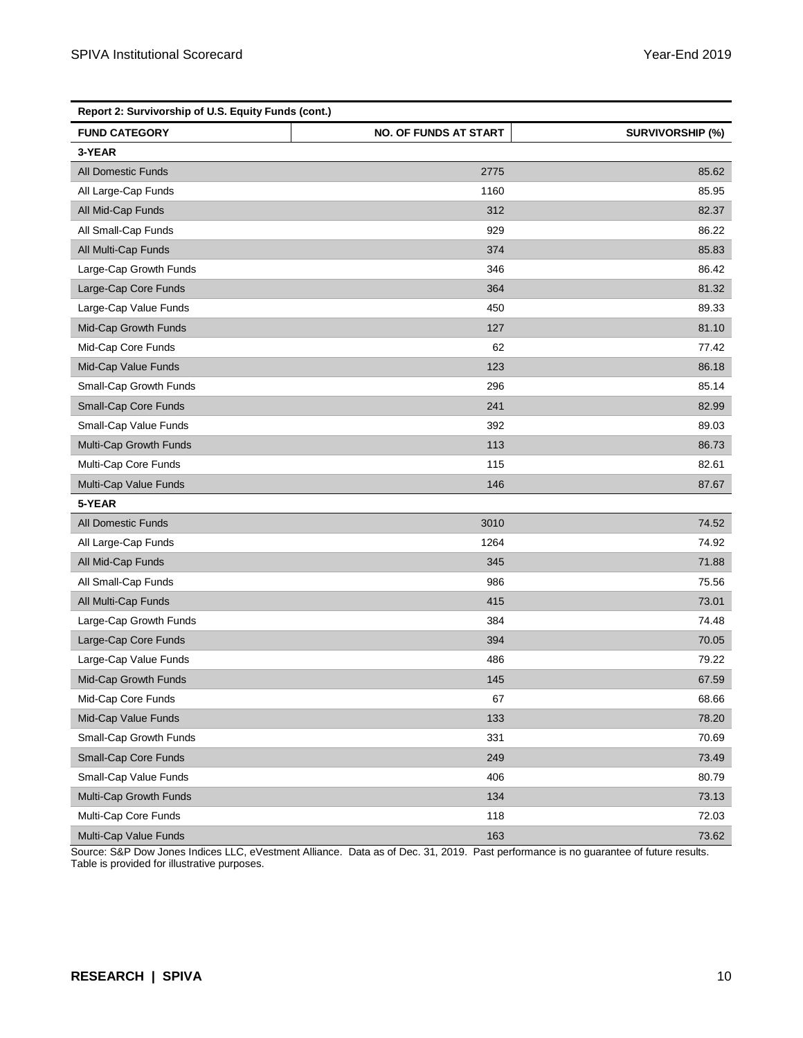**Report 2: Survivorship of U.S. Equity Funds (cont.)**

| FUND CATEGORY | NO. OF FUNDS AT START | SURVIVORSHIP (%) |
|---|---|---|
| **3-YEAR** | | |
| All Domestic Funds | 2775 | 85.62 |
| All Large-Cap Funds | 1160 | 85.95 |
| All Mid-Cap Funds | 312 | 82.37 |
| All Small-Cap Funds | 929 | 86.22 |
| All Multi-Cap Funds | 374 | 85.83 |
| Large-Cap Growth Funds | 346 | 86.42 |
| Large-Cap Core Funds | 364 | 81.32 |
| Large-Cap Value Funds | 450 | 89.33 |
| Mid-Cap Growth Funds | 127 | 81.10 |
| Mid-Cap Core Funds | 62 | 77.42 |
| Mid-Cap Value Funds | 123 | 86.18 |
| Small-Cap Growth Funds | 296 | 85.14 |
| Small-Cap Core Funds | 241 | 82.99 |
| Small-Cap Value Funds | 392 | 89.03 |
| Multi-Cap Growth Funds | 113 | 86.73 |
| Multi-Cap Core Funds | 115 | 82.61 |
| Multi-Cap Value Funds | 146 | 87.67 |
| **5-YEAR** | | |
| All Domestic Funds | 3010 | 74.52 |
| All Large-Cap Funds | 1264 | 74.92 |
| All Mid-Cap Funds | 345 | 71.88 |
| All Small-Cap Funds | 986 | 75.56 |
| All Multi-Cap Funds | 415 | 73.01 |
| Large-Cap Growth Funds | 384 | 74.48 |
| Large-Cap Core Funds | 394 | 70.05 |
| Large-Cap Value Funds | 486 | 79.22 |
| Mid-Cap Growth Funds | 145 | 67.59 |
| Mid-Cap Core Funds | 67 | 68.66 |
| Mid-Cap Value Funds | 133 | 78.20 |
| Small-Cap Growth Funds | 331 | 70.69 |
| Small-Cap Core Funds | 249 | 73.49 |
| Small-Cap Value Funds | 406 | 80.79 |
| Multi-Cap Growth Funds | 134 | 73.13 |
| Multi-Cap Core Funds | 118 | 72.03 |
| Multi-Cap Value Funds | 163 | 73.62 |

Source: S&P Dow Jones Indices LLC, eVestment Alliance. Data as of Dec. 31, 2019. Past performance is no guarantee of future results. Table is provided for illustrative purposes.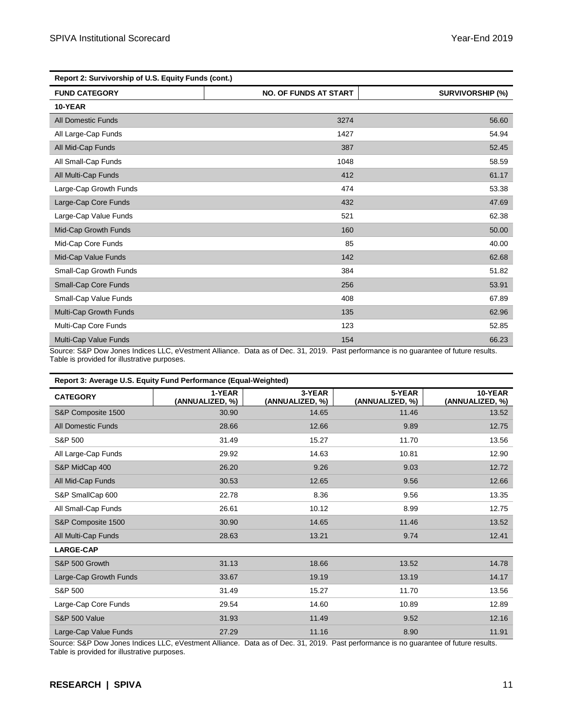**Report 2: Survivorship of U.S. Equity Funds (cont.)**

| FUND CATEGORY | NO. OF FUNDS AT START | SURVIVORSHIP (%) |
|---|---|---|
| **10-YEAR** | | |
| All Domestic Funds | 3274 | 56.60 |
| All Large-Cap Funds | 1427 | 54.94 |
| All Mid-Cap Funds | 387 | 52.45 |
| All Small-Cap Funds | 1048 | 58.59 |
| All Multi-Cap Funds | 412 | 61.17 |
| Large-Cap Growth Funds | 474 | 53.38 |
| Large-Cap Core Funds | 432 | 47.69 |
| Large-Cap Value Funds | 521 | 62.38 |
| Mid-Cap Growth Funds | 160 | 50.00 |
| Mid-Cap Core Funds | 85 | 40.00 |
| Mid-Cap Value Funds | 142 | 62.68 |
| Small-Cap Growth Funds | 384 | 51.82 |
| Small-Cap Core Funds | 256 | 53.91 |
| Small-Cap Value Funds | 408 | 67.89 |
| Multi-Cap Growth Funds | 135 | 62.96 |
| Multi-Cap Core Funds | 123 | 52.85 |
| Multi-Cap Value Funds | 154 | 66.23 |

Source: S&P Dow Jones Indices LLC, eVestment Alliance. Data as of Dec. 31, 2019. Past performance is no guarantee of future results. Table is provided for illustrative purposes.

**Report 3: Average U.S. Equity Fund Performance (Equal-Weighted)**

| CATEGORY | 1-YEAR (ANNUALIZED, %) | 3-YEAR (ANNUALIZED, %) | 5-YEAR (ANNUALIZED, %) | 10-YEAR (ANNUALIZED, %) |
|---|---|---|---|---|
| S&P Composite 1500 | 30.90 | 14.65 | 11.46 | 13.52 |
| All Domestic Funds | 28.66 | 12.66 | 9.89 | 12.75 |
| S&P 500 | 31.49 | 15.27 | 11.70 | 13.56 |
| All Large-Cap Funds | 29.92 | 14.63 | 10.81 | 12.90 |
| S&P MidCap 400 | 26.20 | 9.26 | 9.03 | 12.72 |
| All Mid-Cap Funds | 30.53 | 12.65 | 9.56 | 12.66 |
| S&P SmallCap 600 | 22.78 | 8.36 | 9.56 | 13.35 |
| All Small-Cap Funds | 26.61 | 10.12 | 8.99 | 12.75 |
| S&P Composite 1500 | 30.90 | 14.65 | 11.46 | 13.52 |
| All Multi-Cap Funds | 28.63 | 13.21 | 9.74 | 12.41 |
| **LARGE-CAP** | | | | |
| S&P 500 Growth | 31.13 | 18.66 | 13.52 | 14.78 |
| Large-Cap Growth Funds | 33.67 | 19.19 | 13.19 | 14.17 |
| S&P 500 | 31.49 | 15.27 | 11.70 | 13.56 |
| Large-Cap Core Funds | 29.54 | 14.60 | 10.89 | 12.89 |
| S&P 500 Value | 31.93 | 11.49 | 9.52 | 12.16 |
| Large-Cap Value Funds | 27.29 | 11.16 | 8.90 | 11.91 |

Source: S&P Dow Jones Indices LLC, eVestment Alliance. Data as of Dec. 31, 2019. Past performance is no guarantee of future results. Table is provided for illustrative purposes.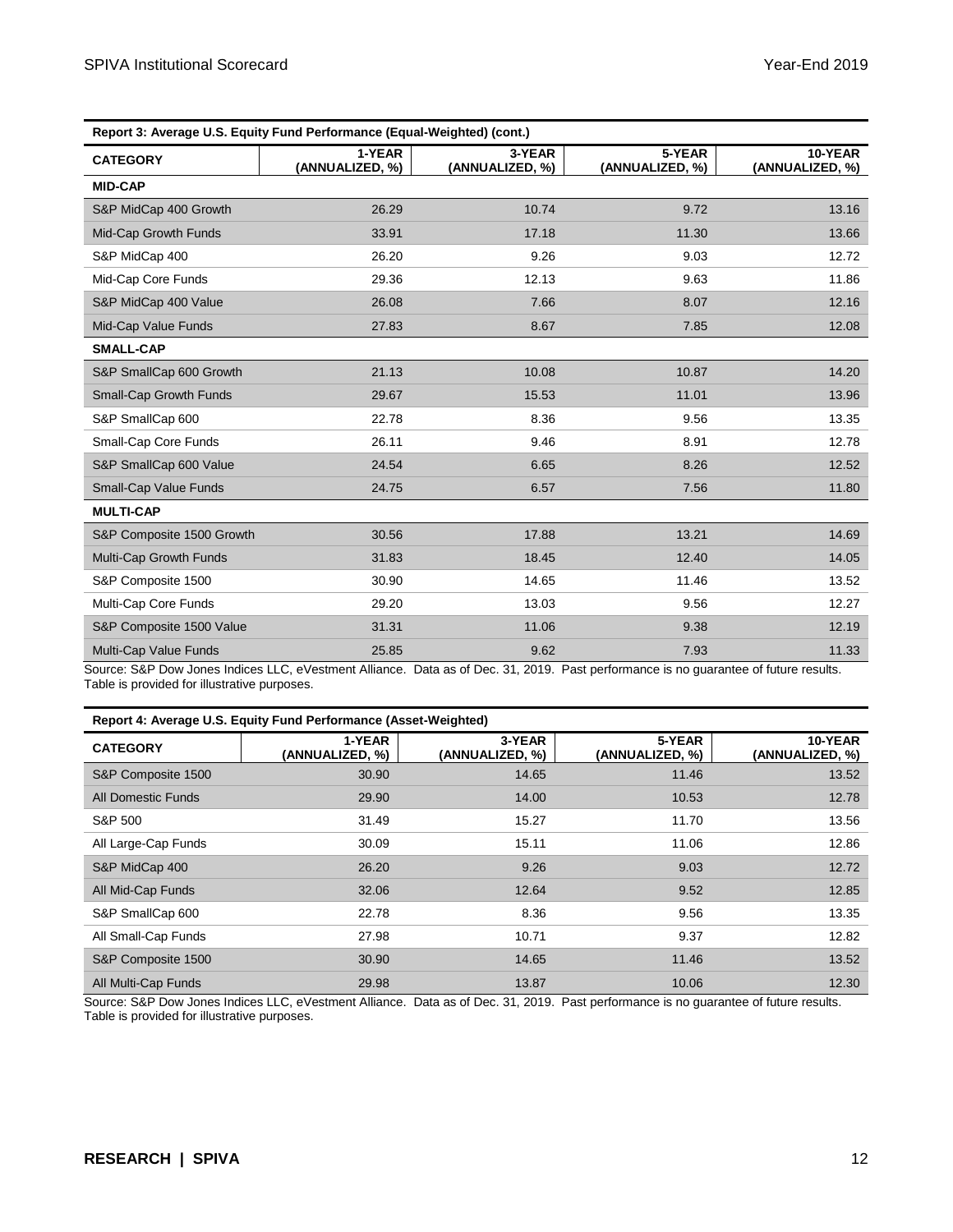**Report 3: Average U.S. Equity Fund Performance (Equal-Weighted) (cont.)**

| CATEGORY | 1-YEAR (ANNUALIZED, %) | 3-YEAR (ANNUALIZED, %) | 5-YEAR (ANNUALIZED, %) | 10-YEAR (ANNUALIZED, %) |
|---|---|---|---|---|
| **MID-CAP** | | | | |
| S&P MidCap 400 Growth | 26.29 | 10.74 | 9.72 | 13.16 |
| Mid-Cap Growth Funds | 33.91 | 17.18 | 11.30 | 13.66 |
| S&P MidCap 400 | 26.20 | 9.26 | 9.03 | 12.72 |
| Mid-Cap Core Funds | 29.36 | 12.13 | 9.63 | 11.86 |
| S&P MidCap 400 Value | 26.08 | 7.66 | 8.07 | 12.16 |
| Mid-Cap Value Funds | 27.83 | 8.67 | 7.85 | 12.08 |
| **SMALL-CAP** | | | | |
| S&P SmallCap 600 Growth | 21.13 | 10.08 | 10.87 | 14.20 |
| Small-Cap Growth Funds | 29.67 | 15.53 | 11.01 | 13.96 |
| S&P SmallCap 600 | 22.78 | 8.36 | 9.56 | 13.35 |
| Small-Cap Core Funds | 26.11 | 9.46 | 8.91 | 12.78 |
| S&P SmallCap 600 Value | 24.54 | 6.65 | 8.26 | 12.52 |
| Small-Cap Value Funds | 24.75 | 6.57 | 7.56 | 11.80 |
| **MULTI-CAP** | | | | |
| S&P Composite 1500 Growth | 30.56 | 17.88 | 13.21 | 14.69 |
| Multi-Cap Growth Funds | 31.83 | 18.45 | 12.40 | 14.05 |
| S&P Composite 1500 | 30.90 | 14.65 | 11.46 | 13.52 |
| Multi-Cap Core Funds | 29.20 | 13.03 | 9.56 | 12.27 |
| S&P Composite 1500 Value | 31.31 | 11.06 | 9.38 | 12.19 |
| Multi-Cap Value Funds | 25.85 | 9.62 | 7.93 | 11.33 |

Source: S&P Dow Jones Indices LLC, eVestment Alliance. Data as of Dec. 31, 2019. Past performance is no guarantee of future results. Table is provided for illustrative purposes.

**Report 4: Average U.S. Equity Fund Performance (Asset-Weighted)**

| CATEGORY | 1-YEAR (ANNUALIZED, %) | 3-YEAR (ANNUALIZED, %) | 5-YEAR (ANNUALIZED, %) | 10-YEAR (ANNUALIZED, %) |
|---|---|---|---|---|
| S&P Composite 1500 | 30.90 | 14.65 | 11.46 | 13.52 |
| All Domestic Funds | 29.90 | 14.00 | 10.53 | 12.78 |
| S&P 500 | 31.49 | 15.27 | 11.70 | 13.56 |
| All Large-Cap Funds | 30.09 | 15.11 | 11.06 | 12.86 |
| S&P MidCap 400 | 26.20 | 9.26 | 9.03 | 12.72 |
| All Mid-Cap Funds | 32.06 | 12.64 | 9.52 | 12.85 |
| S&P SmallCap 600 | 22.78 | 8.36 | 9.56 | 13.35 |
| All Small-Cap Funds | 27.98 | 10.71 | 9.37 | 12.82 |
| S&P Composite 1500 | 30.90 | 14.65 | 11.46 | 13.52 |
| All Multi-Cap Funds | 29.98 | 13.87 | 10.06 | 12.30 |

Source: S&P Dow Jones Indices LLC, eVestment Alliance. Data as of Dec. 31, 2019. Past performance is no guarantee of future results. Table is provided for illustrative purposes.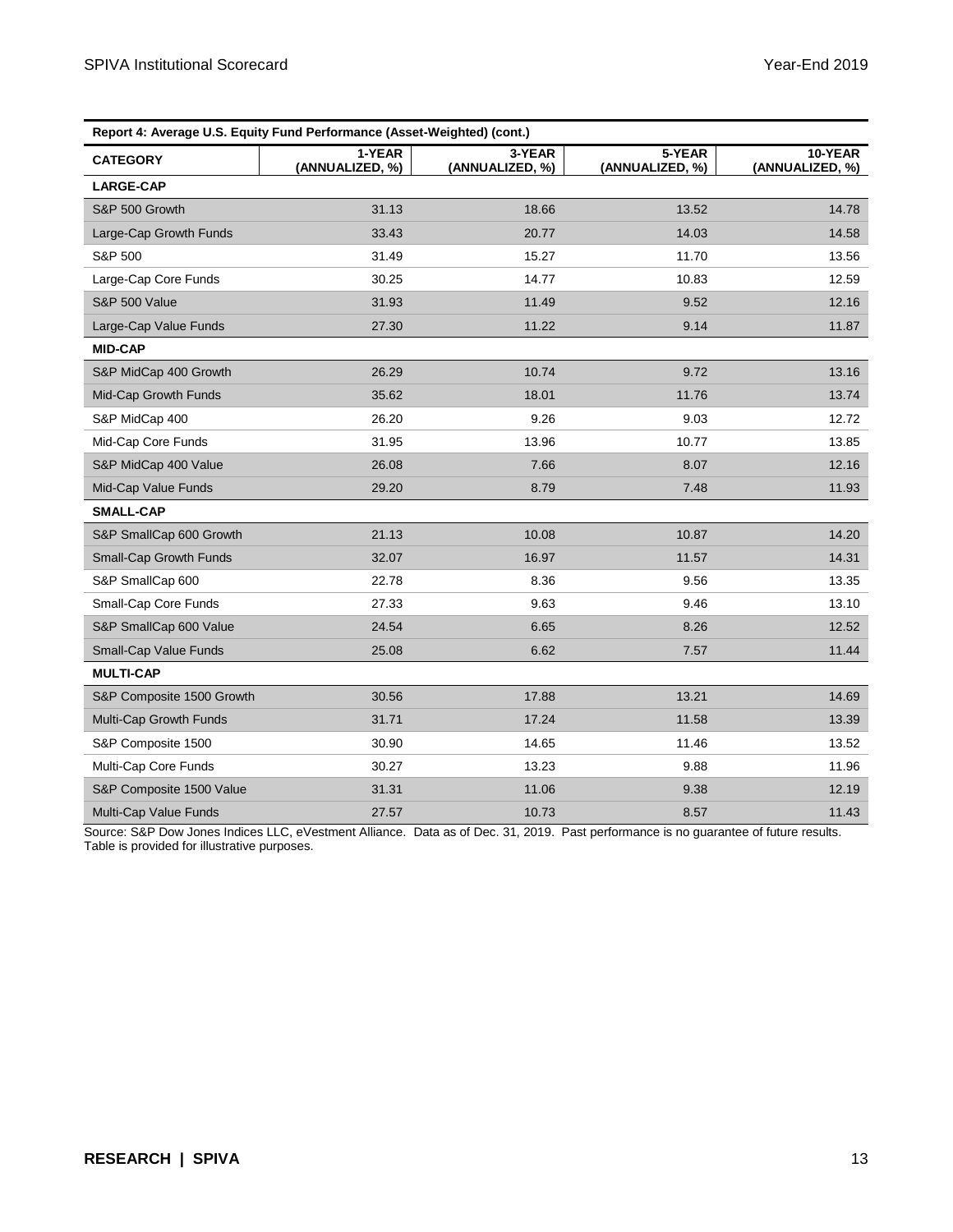**Report 4: Average U.S. Equity Fund Performance (Asset-Weighted) (cont.)**

| CATEGORY | 1-YEAR (ANNUALIZED, %) | 3-YEAR (ANNUALIZED, %) | 5-YEAR (ANNUALIZED, %) | 10-YEAR (ANNUALIZED, %) |
|---|---|---|---|---|
| **LARGE-CAP** | | | | |
| S&P 500 Growth | 31.13 | 18.66 | 13.52 | 14.78 |
| Large-Cap Growth Funds | 33.43 | 20.77 | 14.03 | 14.58 |
| S&P 500 | 31.49 | 15.27 | 11.70 | 13.56 |
| Large-Cap Core Funds | 30.25 | 14.77 | 10.83 | 12.59 |
| S&P 500 Value | 31.93 | 11.49 | 9.52 | 12.16 |
| Large-Cap Value Funds | 27.30 | 11.22 | 9.14 | 11.87 |
| **MID-CAP** | | | | |
| S&P MidCap 400 Growth | 26.29 | 10.74 | 9.72 | 13.16 |
| Mid-Cap Growth Funds | 35.62 | 18.01 | 11.76 | 13.74 |
| S&P MidCap 400 | 26.20 | 9.26 | 9.03 | 12.72 |
| Mid-Cap Core Funds | 31.95 | 13.96 | 10.77 | 13.85 |
| S&P MidCap 400 Value | 26.08 | 7.66 | 8.07 | 12.16 |
| Mid-Cap Value Funds | 29.20 | 8.79 | 7.48 | 11.93 |
| **SMALL-CAP** | | | | |
| S&P SmallCap 600 Growth | 21.13 | 10.08 | 10.87 | 14.20 |
| Small-Cap Growth Funds | 32.07 | 16.97 | 11.57 | 14.31 |
| S&P SmallCap 600 | 22.78 | 8.36 | 9.56 | 13.35 |
| Small-Cap Core Funds | 27.33 | 9.63 | 9.46 | 13.10 |
| S&P SmallCap 600 Value | 24.54 | 6.65 | 8.26 | 12.52 |
| Small-Cap Value Funds | 25.08 | 6.62 | 7.57 | 11.44 |
| **MULTI-CAP** | | | | |
| S&P Composite 1500 Growth | 30.56 | 17.88 | 13.21 | 14.69 |
| Multi-Cap Growth Funds | 31.71 | 17.24 | 11.58 | 13.39 |
| S&P Composite 1500 | 30.90 | 14.65 | 11.46 | 13.52 |
| Multi-Cap Core Funds | 30.27 | 13.23 | 9.88 | 11.96 |
| S&P Composite 1500 Value | 31.31 | 11.06 | 9.38 | 12.19 |
| Multi-Cap Value Funds | 27.57 | 10.73 | 8.57 | 11.43 |

Source: S&P Dow Jones Indices LLC, eVestment Alliance. Data as of Dec. 31, 2019. Past performance is no guarantee of future results. Table is provided for illustrative purposes.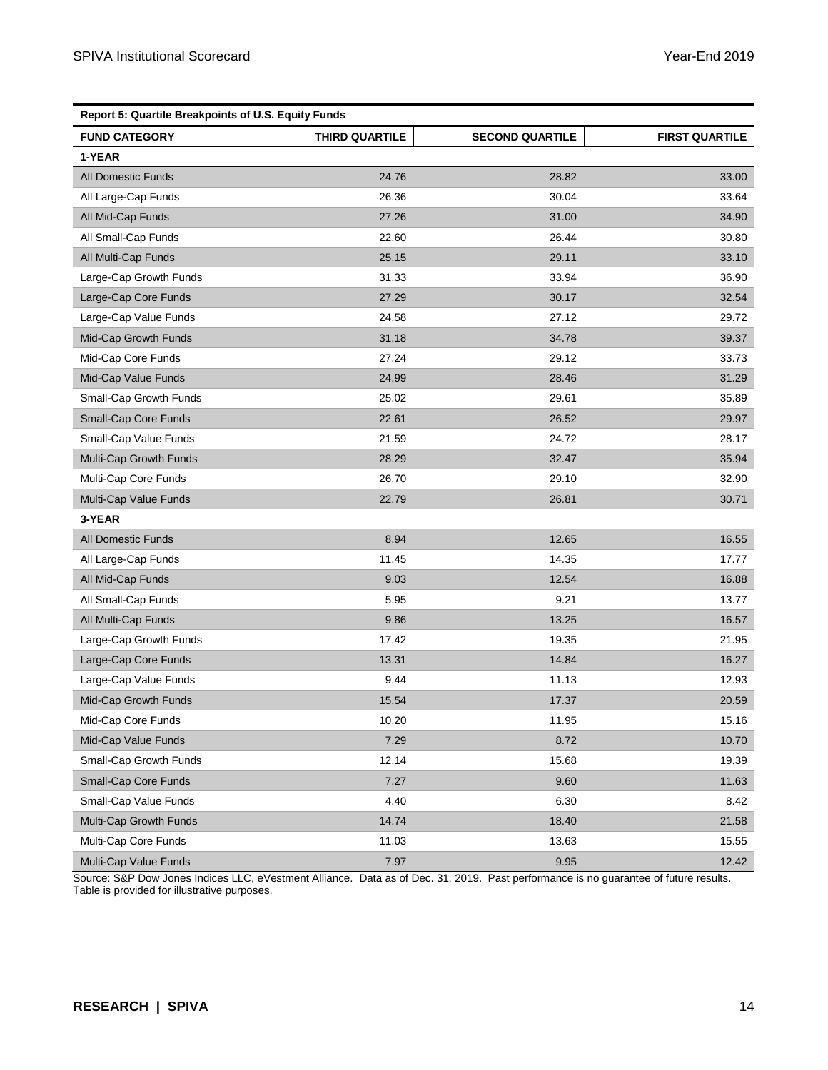| Report 5: Quartile Breakpoints of U.S. Equity Funds | | | |
|---|---|---|---|
| **FUND CATEGORY** | **THIRD QUARTILE** | **SECOND QUARTILE** | **FIRST QUARTILE** |
| **1-YEAR** | | | |
| All Domestic Funds | 24.76 | 28.82 | 33.00 |
| All Large-Cap Funds | 26.36 | 30.04 | 33.64 |
| All Mid-Cap Funds | 27.26 | 31.00 | 34.90 |
| All Small-Cap Funds | 22.60 | 26.44 | 30.80 |
| All Multi-Cap Funds | 25.15 | 29.11 | 33.10 |
| Large-Cap Growth Funds | 31.33 | 33.94 | 36.90 |
| Large-Cap Core Funds | 27.29 | 30.17 | 32.54 |
| Large-Cap Value Funds | 24.58 | 27.12 | 29.72 |
| Mid-Cap Growth Funds | 31.18 | 34.78 | 39.37 |
| Mid-Cap Core Funds | 27.24 | 29.12 | 33.73 |
| Mid-Cap Value Funds | 24.99 | 28.46 | 31.29 |
| Small-Cap Growth Funds | 25.02 | 29.61 | 35.89 |
| Small-Cap Core Funds | 22.61 | 26.52 | 29.97 |
| Small-Cap Value Funds | 21.59 | 24.72 | 28.17 |
| Multi-Cap Growth Funds | 28.29 | 32.47 | 35.94 |
| Multi-Cap Core Funds | 26.70 | 29.10 | 32.90 |
| Multi-Cap Value Funds | 22.79 | 26.81 | 30.71 |
| **3-YEAR** | | | |
| All Domestic Funds | 8.94 | 12.65 | 16.55 |
| All Large-Cap Funds | 11.45 | 14.35 | 17.77 |
| All Mid-Cap Funds | 9.03 | 12.54 | 16.88 |
| All Small-Cap Funds | 5.95 | 9.21 | 13.77 |
| All Multi-Cap Funds | 9.86 | 13.25 | 16.57 |
| Large-Cap Growth Funds | 17.42 | 19.35 | 21.95 |
| Large-Cap Core Funds | 13.31 | 14.84 | 16.27 |
| Large-Cap Value Funds | 9.44 | 11.13 | 12.93 |
| Mid-Cap Growth Funds | 15.54 | 17.37 | 20.59 |
| Mid-Cap Core Funds | 10.20 | 11.95 | 15.16 |
| Mid-Cap Value Funds | 7.29 | 8.72 | 10.70 |
| Small-Cap Growth Funds | 12.14 | 15.68 | 19.39 |
| Small-Cap Core Funds | 7.27 | 9.60 | 11.63 |
| Small-Cap Value Funds | 4.40 | 6.30 | 8.42 |
| Multi-Cap Growth Funds | 14.74 | 18.40 | 21.58 |
| Multi-Cap Core Funds | 11.03 | 13.63 | 15.55 |
| Multi-Cap Value Funds | 7.97 | 9.95 | 12.42 |

Source: S&P Dow Jones Indices LLC, eVestment Alliance. Data as of Dec. 31, 2019. Past performance is no guarantee of future results. Table is provided for illustrative purposes.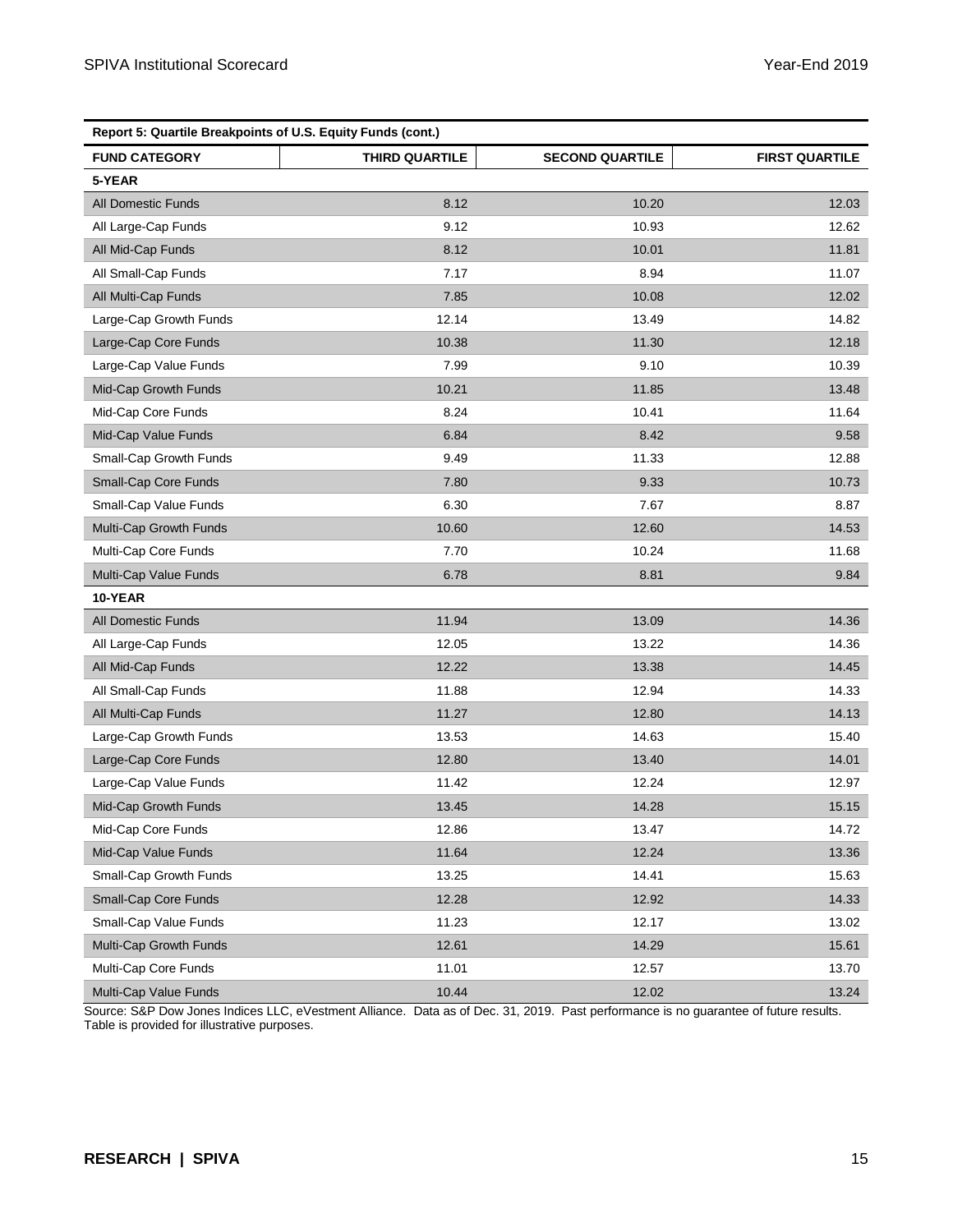**Report 5: Quartile Breakpoints of U.S. Equity Funds (cont.)**

| FUND CATEGORY | THIRD QUARTILE | SECOND QUARTILE | FIRST QUARTILE |
|---|---|---|---|
| **5-YEAR** | | | |
| All Domestic Funds | 8.12 | 10.20 | 12.03 |
| All Large-Cap Funds | 9.12 | 10.93 | 12.62 |
| All Mid-Cap Funds | 8.12 | 10.01 | 11.81 |
| All Small-Cap Funds | 7.17 | 8.94 | 11.07 |
| All Multi-Cap Funds | 7.85 | 10.08 | 12.02 |
| Large-Cap Growth Funds | 12.14 | 13.49 | 14.82 |
| Large-Cap Core Funds | 10.38 | 11.30 | 12.18 |
| Large-Cap Value Funds | 7.99 | 9.10 | 10.39 |
| Mid-Cap Growth Funds | 10.21 | 11.85 | 13.48 |
| Mid-Cap Core Funds | 8.24 | 10.41 | 11.64 |
| Mid-Cap Value Funds | 6.84 | 8.42 | 9.58 |
| Small-Cap Growth Funds | 9.49 | 11.33 | 12.88 |
| Small-Cap Core Funds | 7.80 | 9.33 | 10.73 |
| Small-Cap Value Funds | 6.30 | 7.67 | 8.87 |
| Multi-Cap Growth Funds | 10.60 | 12.60 | 14.53 |
| Multi-Cap Core Funds | 7.70 | 10.24 | 11.68 |
| Multi-Cap Value Funds | 6.78 | 8.81 | 9.84 |
| **10-YEAR** | | | |
| All Domestic Funds | 11.94 | 13.09 | 14.36 |
| All Large-Cap Funds | 12.05 | 13.22 | 14.36 |
| All Mid-Cap Funds | 12.22 | 13.38 | 14.45 |
| All Small-Cap Funds | 11.88 | 12.94 | 14.33 |
| All Multi-Cap Funds | 11.27 | 12.80 | 14.13 |
| Large-Cap Growth Funds | 13.53 | 14.63 | 15.40 |
| Large-Cap Core Funds | 12.80 | 13.40 | 14.01 |
| Large-Cap Value Funds | 11.42 | 12.24 | 12.97 |
| Mid-Cap Growth Funds | 13.45 | 14.28 | 15.15 |
| Mid-Cap Core Funds | 12.86 | 13.47 | 14.72 |
| Mid-Cap Value Funds | 11.64 | 12.24 | 13.36 |
| Small-Cap Growth Funds | 13.25 | 14.41 | 15.63 |
| Small-Cap Core Funds | 12.28 | 12.92 | 14.33 |
| Small-Cap Value Funds | 11.23 | 12.17 | 13.02 |
| Multi-Cap Growth Funds | 12.61 | 14.29 | 15.61 |
| Multi-Cap Core Funds | 11.01 | 12.57 | 13.70 |
| Multi-Cap Value Funds | 10.44 | 12.02 | 13.24 |

Source: S&P Dow Jones Indices LLC, eVestment Alliance. Data as of Dec. 31, 2019. Past performance is no guarantee of future results. Table is provided for illustrative purposes.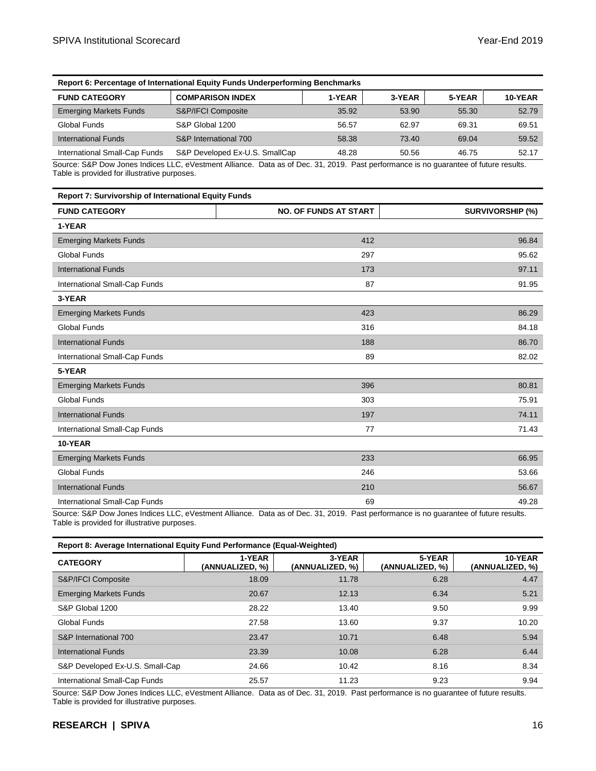**Report 6: Percentage of International Equity Funds Underperforming Benchmarks**

| FUND CATEGORY | COMPARISON INDEX | 1-YEAR | 3-YEAR | 5-YEAR | 10-YEAR |
|---|---|---|---|---|---|
| Emerging Markets Funds | S&P/IFCI Composite | 35.92 | 53.90 | 55.30 | 52.79 |
| Global Funds | S&P Global 1200 | 56.57 | 62.97 | 69.31 | 69.51 |
| International Funds | S&P International 700 | 58.38 | 73.40 | 69.04 | 59.52 |
| International Small-Cap Funds | S&P Developed Ex-U.S. SmallCap | 48.28 | 50.56 | 46.75 | 52.17 |

Source: S&P Dow Jones Indices LLC, eVestment Alliance. Data as of Dec. 31, 2019. Past performance is no guarantee of future results. Table is provided for illustrative purposes.

**Report 7: Survivorship of International Equity Funds**

| FUND CATEGORY | NO. OF FUNDS AT START | SURVIVORSHIP (%) |
|---|---|---|
| **1-YEAR** | | |
| Emerging Markets Funds | 412 | 96.84 |
| Global Funds | 297 | 95.62 |
| International Funds | 173 | 97.11 |
| International Small-Cap Funds | 87 | 91.95 |
| **3-YEAR** | | |
| Emerging Markets Funds | 423 | 86.29 |
| Global Funds | 316 | 84.18 |
| International Funds | 188 | 86.70 |
| International Small-Cap Funds | 89 | 82.02 |
| **5-YEAR** | | |
| Emerging Markets Funds | 396 | 80.81 |
| Global Funds | 303 | 75.91 |
| International Funds | 197 | 74.11 |
| International Small-Cap Funds | 77 | 71.43 |
| **10-YEAR** | | |
| Emerging Markets Funds | 233 | 66.95 |
| Global Funds | 246 | 53.66 |
| International Funds | 210 | 56.67 |
| International Small-Cap Funds | 69 | 49.28 |

Source: S&P Dow Jones Indices LLC, eVestment Alliance. Data as of Dec. 31, 2019. Past performance is no guarantee of future results. Table is provided for illustrative purposes.

**Report 8: Average International Equity Fund Performance (Equal-Weighted)**

| CATEGORY | 1-YEAR (ANNUALIZED, %) | 3-YEAR (ANNUALIZED, %) | 5-YEAR (ANNUALIZED, %) | 10-YEAR (ANNUALIZED, %) |
|---|---|---|---|---|
| S&P/IFCI Composite | 18.09 | 11.78 | 6.28 | 4.47 |
| Emerging Markets Funds | 20.67 | 12.13 | 6.34 | 5.21 |
| S&P Global 1200 | 28.22 | 13.40 | 9.50 | 9.99 |
| Global Funds | 27.58 | 13.60 | 9.37 | 10.20 |
| S&P International 700 | 23.47 | 10.71 | 6.48 | 5.94 |
| International Funds | 23.39 | 10.08 | 6.28 | 6.44 |
| S&P Developed Ex-U.S. Small-Cap | 24.66 | 10.42 | 8.16 | 8.34 |
| International Small-Cap Funds | 25.57 | 11.23 | 9.23 | 9.94 |

Source: S&P Dow Jones Indices LLC, eVestment Alliance. Data as of Dec. 31, 2019. Past performance is no guarantee of future results. Table is provided for illustrative purposes.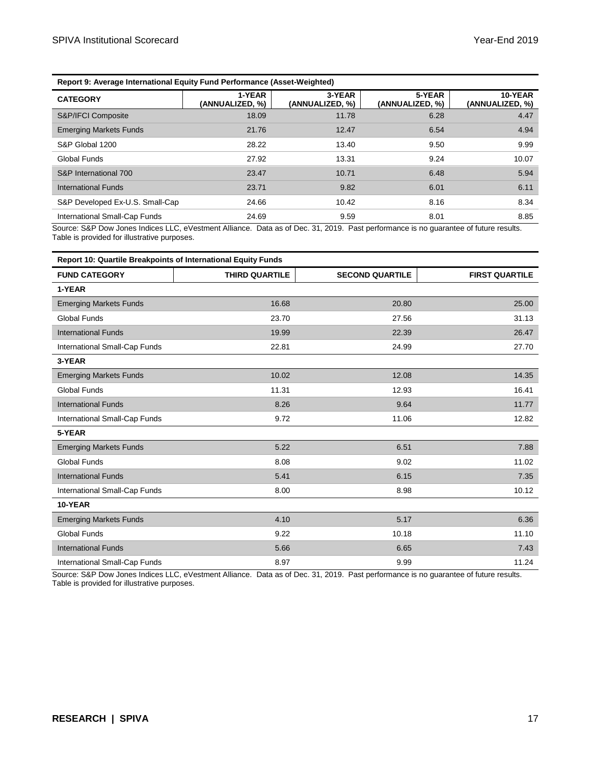**Report 9: Average International Equity Fund Performance (Asset-Weighted)**

| CATEGORY | 1-YEAR (ANNUALIZED, %) | 3-YEAR (ANNUALIZED, %) | 5-YEAR (ANNUALIZED, %) | 10-YEAR (ANNUALIZED, %) |
|---|---|---|---|---|
| S&P/IFCI Composite | 18.09 | 11.78 | 6.28 | 4.47 |
| Emerging Markets Funds | 21.76 | 12.47 | 6.54 | 4.94 |
| S&P Global 1200 | 28.22 | 13.40 | 9.50 | 9.99 |
| Global Funds | 27.92 | 13.31 | 9.24 | 10.07 |
| S&P International 700 | 23.47 | 10.71 | 6.48 | 5.94 |
| International Funds | 23.71 | 9.82 | 6.01 | 6.11 |
| S&P Developed Ex-U.S. Small-Cap | 24.66 | 10.42 | 8.16 | 8.34 |
| International Small-Cap Funds | 24.69 | 9.59 | 8.01 | 8.85 |

Source: S&P Dow Jones Indices LLC, eVestment Alliance. Data as of Dec. 31, 2019. Past performance is no guarantee of future results. Table is provided for illustrative purposes.

**Report 10: Quartile Breakpoints of International Equity Funds**

| FUND CATEGORY | THIRD QUARTILE | SECOND QUARTILE | FIRST QUARTILE |
|---|---|---|---|
| **1-YEAR** | | | |
| Emerging Markets Funds | 16.68 | 20.80 | 25.00 |
| Global Funds | 23.70 | 27.56 | 31.13 |
| International Funds | 19.99 | 22.39 | 26.47 |
| International Small-Cap Funds | 22.81 | 24.99 | 27.70 |
| **3-YEAR** | | | |
| Emerging Markets Funds | 10.02 | 12.08 | 14.35 |
| Global Funds | 11.31 | 12.93 | 16.41 |
| International Funds | 8.26 | 9.64 | 11.77 |
| International Small-Cap Funds | 9.72 | 11.06 | 12.82 |
| **5-YEAR** | | | |
| Emerging Markets Funds | 5.22 | 6.51 | 7.88 |
| Global Funds | 8.08 | 9.02 | 11.02 |
| International Funds | 5.41 | 6.15 | 7.35 |
| International Small-Cap Funds | 8.00 | 8.98 | 10.12 |
| **10-YEAR** | | | |
| Emerging Markets Funds | 4.10 | 5.17 | 6.36 |
| Global Funds | 9.22 | 10.18 | 11.10 |
| International Funds | 5.66 | 6.65 | 7.43 |
| International Small-Cap Funds | 8.97 | 9.99 | 11.24 |

Source: S&P Dow Jones Indices LLC, eVestment Alliance. Data as of Dec. 31, 2019. Past performance is no guarantee of future results. Table is provided for illustrative purposes.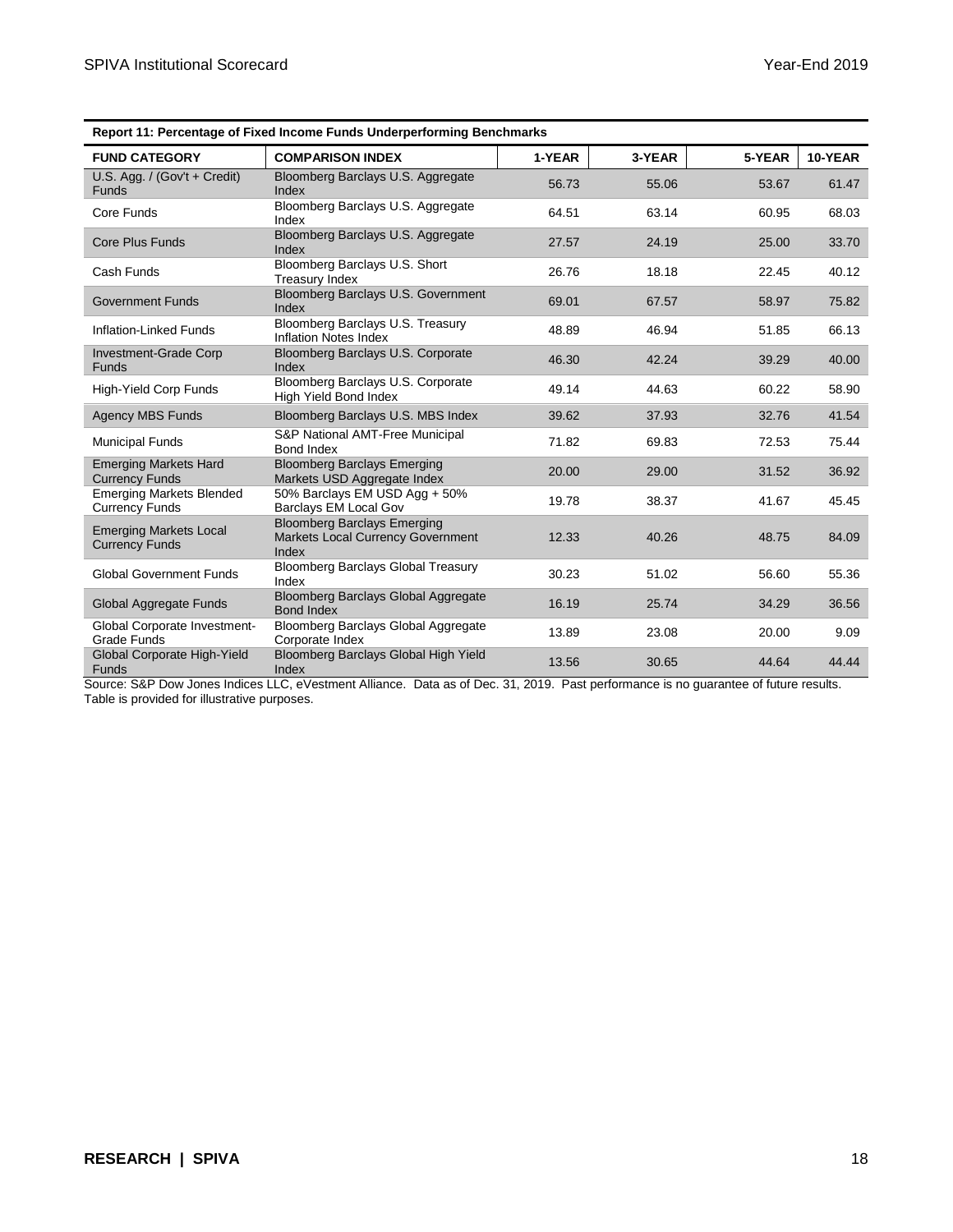**Report 11: Percentage of Fixed Income Funds Underperforming Benchmarks**

| FUND CATEGORY | COMPARISON INDEX | 1-YEAR | 3-YEAR | 5-YEAR | 10-YEAR |
|---|---|---|---|---|---|
| U.S. Agg. / (Gov't + Credit) Funds | Bloomberg Barclays U.S. Aggregate Index | 56.73 | 55.06 | 53.67 | 61.47 |
| Core Funds | Bloomberg Barclays U.S. Aggregate Index | 64.51 | 63.14 | 60.95 | 68.03 |
| Core Plus Funds | Bloomberg Barclays U.S. Aggregate Index | 27.57 | 24.19 | 25.00 | 33.70 |
| Cash Funds | Bloomberg Barclays U.S. Short Treasury Index | 26.76 | 18.18 | 22.45 | 40.12 |
| Government Funds | Bloomberg Barclays U.S. Government Index | 69.01 | 67.57 | 58.97 | 75.82 |
| Inflation-Linked Funds | Bloomberg Barclays U.S. Treasury Inflation Notes Index | 48.89 | 46.94 | 51.85 | 66.13 |
| Investment-Grade Corp Funds | Bloomberg Barclays U.S. Corporate Index | 46.30 | 42.24 | 39.29 | 40.00 |
| High-Yield Corp Funds | Bloomberg Barclays U.S. Corporate High Yield Bond Index | 49.14 | 44.63 | 60.22 | 58.90 |
| Agency MBS Funds | Bloomberg Barclays U.S. MBS Index | 39.62 | 37.93 | 32.76 | 41.54 |
| Municipal Funds | S&P National AMT-Free Municipal Bond Index | 71.82 | 69.83 | 72.53 | 75.44 |
| Emerging Markets Hard Currency Funds | Bloomberg Barclays Emerging Markets USD Aggregate Index | 20.00 | 29.00 | 31.52 | 36.92 |
| Emerging Markets Blended Currency Funds | 50% Barclays EM USD Agg + 50% Barclays EM Local Gov | 19.78 | 38.37 | 41.67 | 45.45 |
| Emerging Markets Local Currency Funds | Bloomberg Barclays Emerging Markets Local Currency Government Index | 12.33 | 40.26 | 48.75 | 84.09 |
| Global Government Funds | Bloomberg Barclays Global Treasury Index | 30.23 | 51.02 | 56.60 | 55.36 |
| Global Aggregate Funds | Bloomberg Barclays Global Aggregate Bond Index | 16.19 | 25.74 | 34.29 | 36.56 |
| Global Corporate Investment-Grade Funds | Bloomberg Barclays Global Aggregate Corporate Index | 13.89 | 23.08 | 20.00 | 9.09 |
| Global Corporate High-Yield Funds | Bloomberg Barclays Global High Yield Index | 13.56 | 30.65 | 44.64 | 44.44 |

Source: S&P Dow Jones Indices LLC, eVestment Alliance. Data as of Dec. 31, 2019. Past performance is no guarantee of future results. Table is provided for illustrative purposes.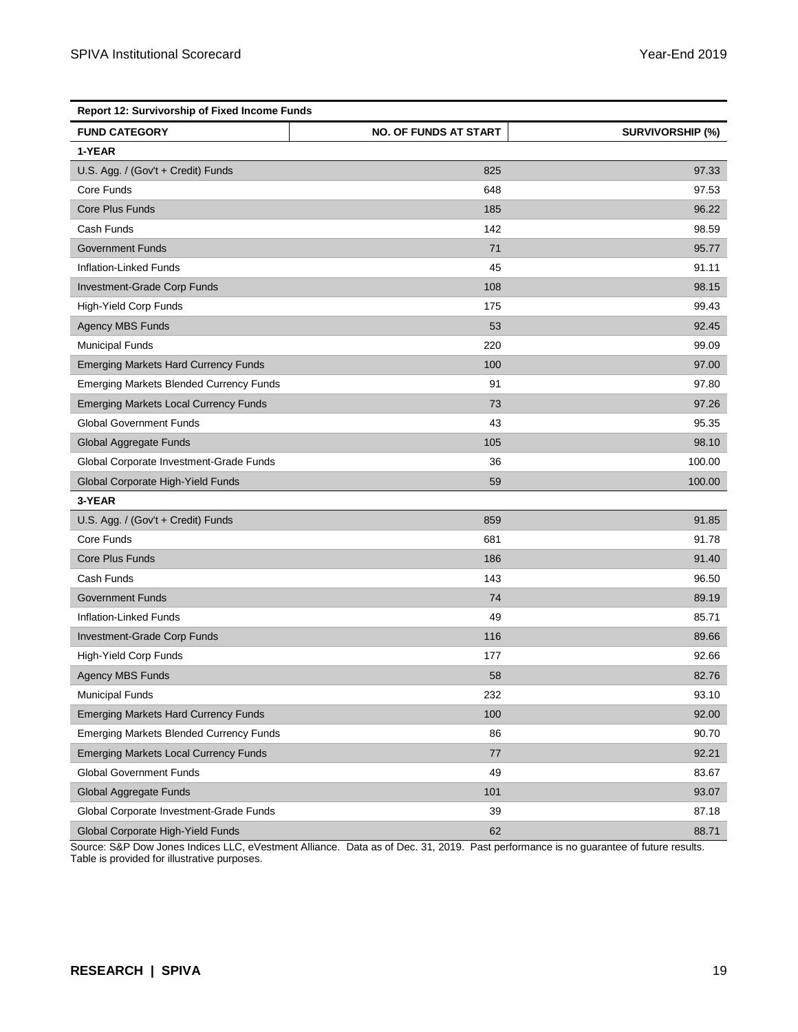**Report 12: Survivorship of Fixed Income Funds**

| FUND CATEGORY | NO. OF FUNDS AT START | SURVIVORSHIP (%) |
|---|---|---|
| **1-YEAR** | | |
| U.S. Agg. / (Gov't + Credit) Funds | 825 | 97.33 |
| Core Funds | 648 | 97.53 |
| Core Plus Funds | 185 | 96.22 |
| Cash Funds | 142 | 98.59 |
| Government Funds | 71 | 95.77 |
| Inflation-Linked Funds | 45 | 91.11 |
| Investment-Grade Corp Funds | 108 | 98.15 |
| High-Yield Corp Funds | 175 | 99.43 |
| Agency MBS Funds | 53 | 92.45 |
| Municipal Funds | 220 | 99.09 |
| Emerging Markets Hard Currency Funds | 100 | 97.00 |
| Emerging Markets Blended Currency Funds | 91 | 97.80 |
| Emerging Markets Local Currency Funds | 73 | 97.26 |
| Global Government Funds | 43 | 95.35 |
| Global Aggregate Funds | 105 | 98.10 |
| Global Corporate Investment-Grade Funds | 36 | 100.00 |
| Global Corporate High-Yield Funds | 59 | 100.00 |
| **3-YEAR** | | |
| U.S. Agg. / (Gov't + Credit) Funds | 859 | 91.85 |
| Core Funds | 681 | 91.78 |
| Core Plus Funds | 186 | 91.40 |
| Cash Funds | 143 | 96.50 |
| Government Funds | 74 | 89.19 |
| Inflation-Linked Funds | 49 | 85.71 |
| Investment-Grade Corp Funds | 116 | 89.66 |
| High-Yield Corp Funds | 177 | 92.66 |
| Agency MBS Funds | 58 | 82.76 |
| Municipal Funds | 232 | 93.10 |
| Emerging Markets Hard Currency Funds | 100 | 92.00 |
| Emerging Markets Blended Currency Funds | 86 | 90.70 |
| Emerging Markets Local Currency Funds | 77 | 92.21 |
| Global Government Funds | 49 | 83.67 |
| Global Aggregate Funds | 101 | 93.07 |
| Global Corporate Investment-Grade Funds | 39 | 87.18 |
| Global Corporate High-Yield Funds | 62 | 88.71 |

Source: S&P Dow Jones Indices LLC, eVestment Alliance. Data as of Dec. 31, 2019. Past performance is no guarantee of future results. Table is provided for illustrative purposes.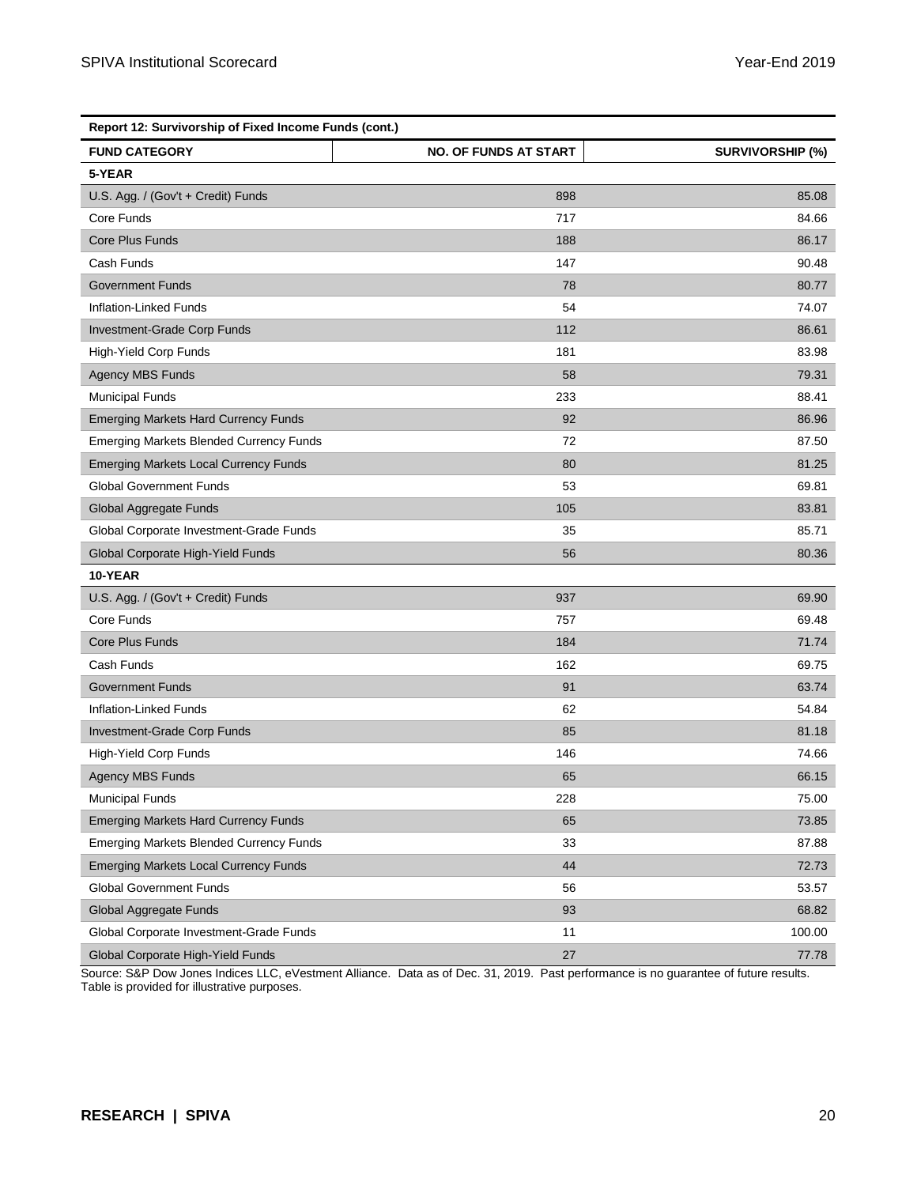| Report 12: Survivorship of Fixed Income Funds (cont.) | | |
|---|---|---|
| **FUND CATEGORY** | **NO. OF FUNDS AT START** | **SURVIVORSHIP (%)** |
| **5-YEAR** | | |
| U.S. Agg. / (Gov't + Credit) Funds | 898 | 85.08 |
| Core Funds | 717 | 84.66 |
| Core Plus Funds | 188 | 86.17 |
| Cash Funds | 147 | 90.48 |
| Government Funds | 78 | 80.77 |
| Inflation-Linked Funds | 54 | 74.07 |
| Investment-Grade Corp Funds | 112 | 86.61 |
| High-Yield Corp Funds | 181 | 83.98 |
| Agency MBS Funds | 58 | 79.31 |
| Municipal Funds | 233 | 88.41 |
| Emerging Markets Hard Currency Funds | 92 | 86.96 |
| Emerging Markets Blended Currency Funds | 72 | 87.50 |
| Emerging Markets Local Currency Funds | 80 | 81.25 |
| Global Government Funds | 53 | 69.81 |
| Global Aggregate Funds | 105 | 83.81 |
| Global Corporate Investment-Grade Funds | 35 | 85.71 |
| Global Corporate High-Yield Funds | 56 | 80.36 |
| **10-YEAR** | | |
| U.S. Agg. / (Gov't + Credit) Funds | 937 | 69.90 |
| Core Funds | 757 | 69.48 |
| Core Plus Funds | 184 | 71.74 |
| Cash Funds | 162 | 69.75 |
| Government Funds | 91 | 63.74 |
| Inflation-Linked Funds | 62 | 54.84 |
| Investment-Grade Corp Funds | 85 | 81.18 |
| High-Yield Corp Funds | 146 | 74.66 |
| Agency MBS Funds | 65 | 66.15 |
| Municipal Funds | 228 | 75.00 |
| Emerging Markets Hard Currency Funds | 65 | 73.85 |
| Emerging Markets Blended Currency Funds | 33 | 87.88 |
| Emerging Markets Local Currency Funds | 44 | 72.73 |
| Global Government Funds | 56 | 53.57 |
| Global Aggregate Funds | 93 | 68.82 |
| Global Corporate Investment-Grade Funds | 11 | 100.00 |
| Global Corporate High-Yield Funds | 27 | 77.78 |

Source: S&P Dow Jones Indices LLC, eVestment Alliance. Data as of Dec. 31, 2019. Past performance is no guarantee of future results. Table is provided for illustrative purposes.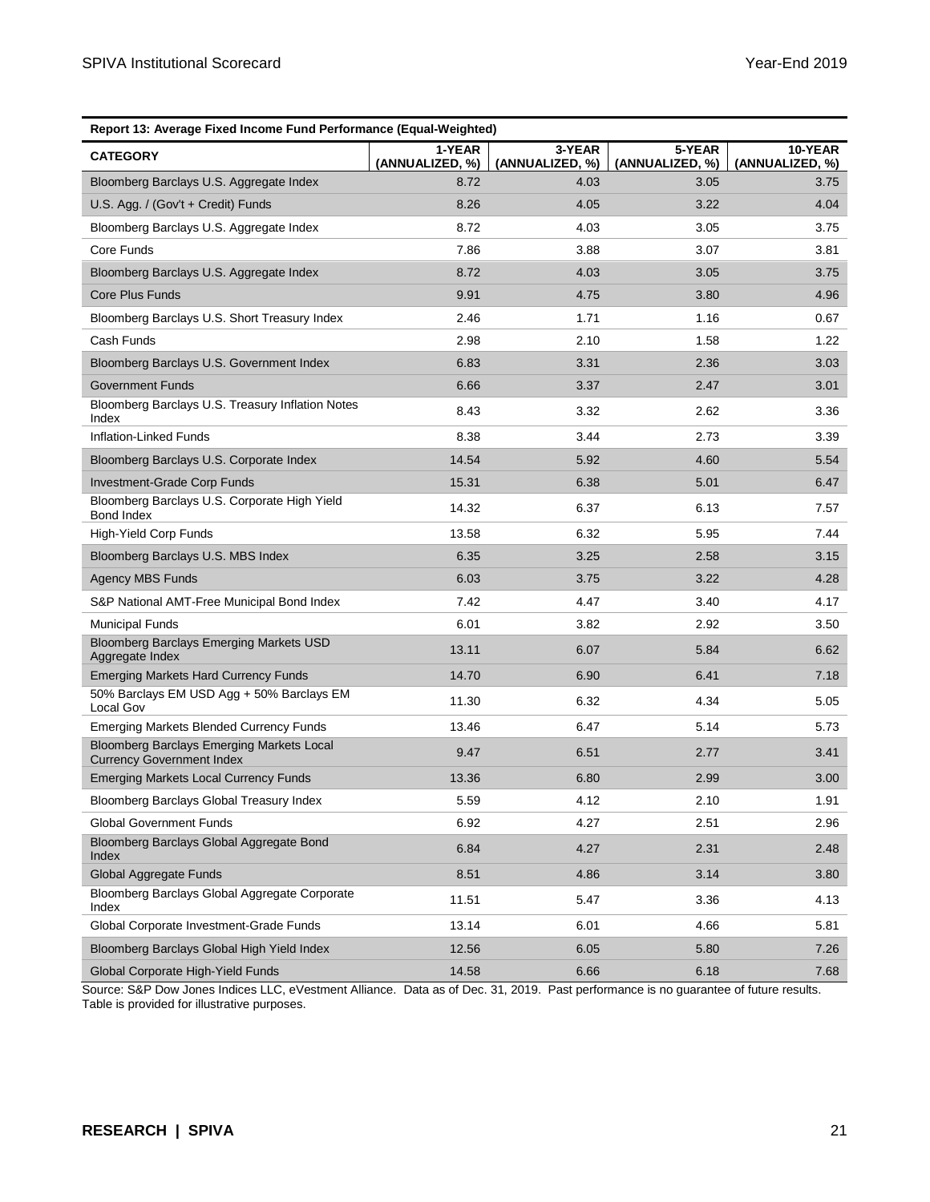**Report 13: Average Fixed Income Fund Performance (Equal-Weighted)**

| CATEGORY | 1-YEAR (ANNUALIZED, %) | 3-YEAR (ANNUALIZED, %) | 5-YEAR (ANNUALIZED, %) | 10-YEAR (ANNUALIZED, %) |
|---|---|---|---|---|
| Bloomberg Barclays U.S. Aggregate Index | 8.72 | 4.03 | 3.05 | 3.75 |
| U.S. Agg. / (Gov't + Credit) Funds | 8.26 | 4.05 | 3.22 | 4.04 |
| Bloomberg Barclays U.S. Aggregate Index | 8.72 | 4.03 | 3.05 | 3.75 |
| Core Funds | 7.86 | 3.88 | 3.07 | 3.81 |
| Bloomberg Barclays U.S. Aggregate Index | 8.72 | 4.03 | 3.05 | 3.75 |
| Core Plus Funds | 9.91 | 4.75 | 3.80 | 4.96 |
| Bloomberg Barclays U.S. Short Treasury Index | 2.46 | 1.71 | 1.16 | 0.67 |
| Cash Funds | 2.98 | 2.10 | 1.58 | 1.22 |
| Bloomberg Barclays U.S. Government Index | 6.83 | 3.31 | 2.36 | 3.03 |
| Government Funds | 6.66 | 3.37 | 2.47 | 3.01 |
| Bloomberg Barclays U.S. Treasury Inflation Notes Index | 8.43 | 3.32 | 2.62 | 3.36 |
| Inflation-Linked Funds | 8.38 | 3.44 | 2.73 | 3.39 |
| Bloomberg Barclays U.S. Corporate Index | 14.54 | 5.92 | 4.60 | 5.54 |
| Investment-Grade Corp Funds | 15.31 | 6.38 | 5.01 | 6.47 |
| Bloomberg Barclays U.S. Corporate High Yield Bond Index | 14.32 | 6.37 | 6.13 | 7.57 |
| High-Yield Corp Funds | 13.58 | 6.32 | 5.95 | 7.44 |
| Bloomberg Barclays U.S. MBS Index | 6.35 | 3.25 | 2.58 | 3.15 |
| Agency MBS Funds | 6.03 | 3.75 | 3.22 | 4.28 |
| S&P National AMT-Free Municipal Bond Index | 7.42 | 4.47 | 3.40 | 4.17 |
| Municipal Funds | 6.01 | 3.82 | 2.92 | 3.50 |
| Bloomberg Barclays Emerging Markets USD Aggregate Index | 13.11 | 6.07 | 5.84 | 6.62 |
| Emerging Markets Hard Currency Funds | 14.70 | 6.90 | 6.41 | 7.18 |
| 50% Barclays EM USD Agg + 50% Barclays EM Local Gov | 11.30 | 6.32 | 4.34 | 5.05 |
| Emerging Markets Blended Currency Funds | 13.46 | 6.47 | 5.14 | 5.73 |
| Bloomberg Barclays Emerging Markets Local Currency Government Index | 9.47 | 6.51 | 2.77 | 3.41 |
| Emerging Markets Local Currency Funds | 13.36 | 6.80 | 2.99 | 3.00 |
| Bloomberg Barclays Global Treasury Index | 5.59 | 4.12 | 2.10 | 1.91 |
| Global Government Funds | 6.92 | 4.27 | 2.51 | 2.96 |
| Bloomberg Barclays Global Aggregate Bond Index | 6.84 | 4.27 | 2.31 | 2.48 |
| Global Aggregate Funds | 8.51 | 4.86 | 3.14 | 3.80 |
| Bloomberg Barclays Global Aggregate Corporate Index | 11.51 | 5.47 | 3.36 | 4.13 |
| Global Corporate Investment-Grade Funds | 13.14 | 6.01 | 4.66 | 5.81 |
| Bloomberg Barclays Global High Yield Index | 12.56 | 6.05 | 5.80 | 7.26 |
| Global Corporate High-Yield Funds | 14.58 | 6.66 | 6.18 | 7.68 |

Source: S&P Dow Jones Indices LLC, eVestment Alliance. Data as of Dec. 31, 2019. Past performance is no guarantee of future results. Table is provided for illustrative purposes.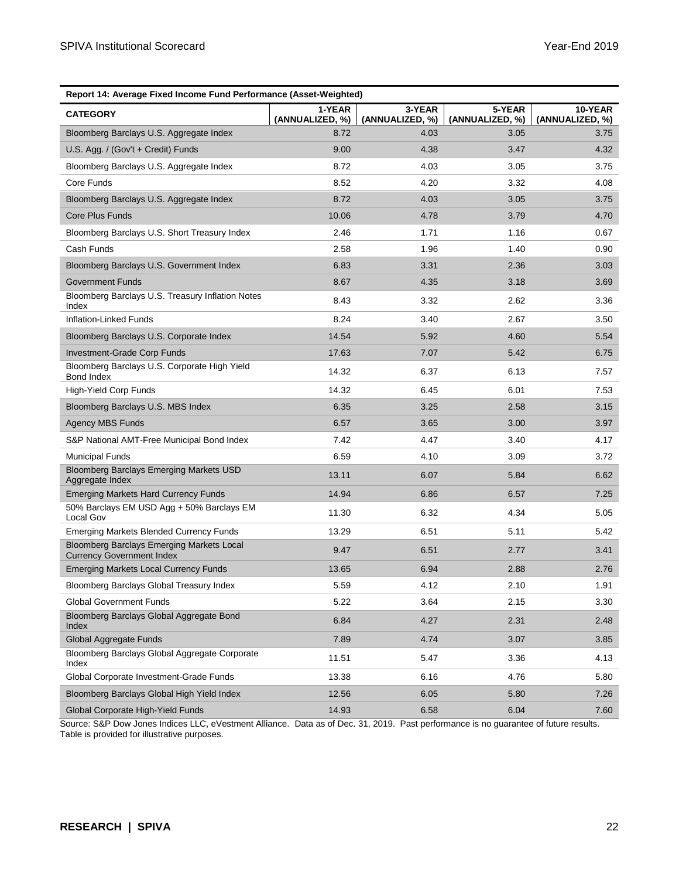**Report 14: Average Fixed Income Fund Performance (Asset-Weighted)**

| CATEGORY | 1-YEAR (ANNUALIZED, %) | 3-YEAR (ANNUALIZED, %) | 5-YEAR (ANNUALIZED, %) | 10-YEAR (ANNUALIZED, %) |
|---|---|---|---|---|
| Bloomberg Barclays U.S. Aggregate Index | 8.72 | 4.03 | 3.05 | 3.75 |
| U.S. Agg. / (Gov't + Credit) Funds | 9.00 | 4.38 | 3.47 | 4.32 |
| Bloomberg Barclays U.S. Aggregate Index | 8.72 | 4.03 | 3.05 | 3.75 |
| Core Funds | 8.52 | 4.20 | 3.32 | 4.08 |
| Bloomberg Barclays U.S. Aggregate Index | 8.72 | 4.03 | 3.05 | 3.75 |
| Core Plus Funds | 10.06 | 4.78 | 3.79 | 4.70 |
| Bloomberg Barclays U.S. Short Treasury Index | 2.46 | 1.71 | 1.16 | 0.67 |
| Cash Funds | 2.58 | 1.96 | 1.40 | 0.90 |
| Bloomberg Barclays U.S. Government Index | 6.83 | 3.31 | 2.36 | 3.03 |
| Government Funds | 8.67 | 4.35 | 3.18 | 3.69 |
| Bloomberg Barclays U.S. Treasury Inflation Notes Index | 8.43 | 3.32 | 2.62 | 3.36 |
| Inflation-Linked Funds | 8.24 | 3.40 | 2.67 | 3.50 |
| Bloomberg Barclays U.S. Corporate Index | 14.54 | 5.92 | 4.60 | 5.54 |
| Investment-Grade Corp Funds | 17.63 | 7.07 | 5.42 | 6.75 |
| Bloomberg Barclays U.S. Corporate High Yield Bond Index | 14.32 | 6.37 | 6.13 | 7.57 |
| High-Yield Corp Funds | 14.32 | 6.45 | 6.01 | 7.53 |
| Bloomberg Barclays U.S. MBS Index | 6.35 | 3.25 | 2.58 | 3.15 |
| Agency MBS Funds | 6.57 | 3.65 | 3.00 | 3.97 |
| S&P National AMT-Free Municipal Bond Index | 7.42 | 4.47 | 3.40 | 4.17 |
| Municipal Funds | 6.59 | 4.10 | 3.09 | 3.72 |
| Bloomberg Barclays Emerging Markets USD Aggregate Index | 13.11 | 6.07 | 5.84 | 6.62 |
| Emerging Markets Hard Currency Funds | 14.94 | 6.86 | 6.57 | 7.25 |
| 50% Barclays EM USD Agg + 50% Barclays EM Local Gov | 11.30 | 6.32 | 4.34 | 5.05 |
| Emerging Markets Blended Currency Funds | 13.29 | 6.51 | 5.11 | 5.42 |
| Bloomberg Barclays Emerging Markets Local Currency Government Index | 9.47 | 6.51 | 2.77 | 3.41 |
| Emerging Markets Local Currency Funds | 13.65 | 6.94 | 2.88 | 2.76 |
| Bloomberg Barclays Global Treasury Index | 5.59 | 4.12 | 2.10 | 1.91 |
| Global Government Funds | 5.22 | 3.64 | 2.15 | 3.30 |
| Bloomberg Barclays Global Aggregate Bond Index | 6.84 | 4.27 | 2.31 | 2.48 |
| Global Aggregate Funds | 7.89 | 4.74 | 3.07 | 3.85 |
| Bloomberg Barclays Global Aggregate Corporate Index | 11.51 | 5.47 | 3.36 | 4.13 |
| Global Corporate Investment-Grade Funds | 13.38 | 6.16 | 4.76 | 5.80 |
| Bloomberg Barclays Global High Yield Index | 12.56 | 6.05 | 5.80 | 7.26 |
| Global Corporate High-Yield Funds | 14.93 | 6.58 | 6.04 | 7.60 |

Source: S&P Dow Jones Indices LLC, eVestment Alliance. Data as of Dec. 31, 2019. Past performance is no guarantee of future results. Table is provided for illustrative purposes.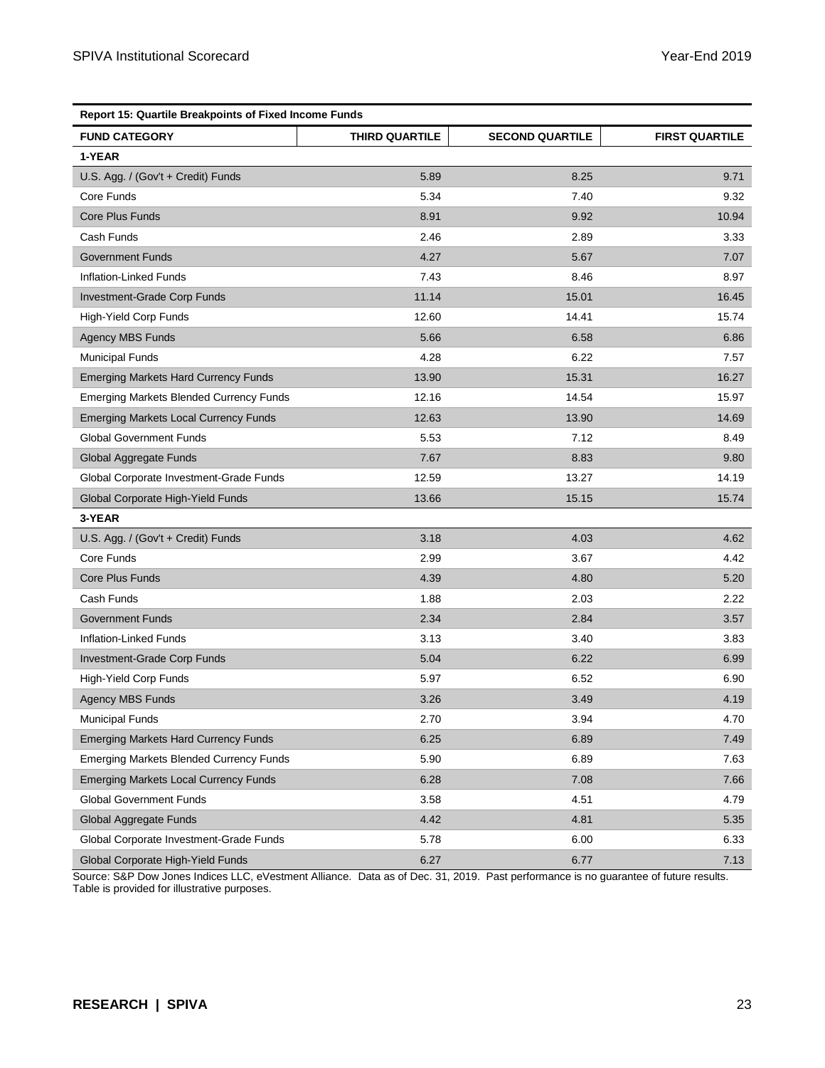**Report 15: Quartile Breakpoints of Fixed Income Funds**

| FUND CATEGORY | THIRD QUARTILE | SECOND QUARTILE | FIRST QUARTILE |
|---|---|---|---|
| **1-YEAR** | | | |
| U.S. Agg. / (Gov't + Credit) Funds | 5.89 | 8.25 | 9.71 |
| Core Funds | 5.34 | 7.40 | 9.32 |
| Core Plus Funds | 8.91 | 9.92 | 10.94 |
| Cash Funds | 2.46 | 2.89 | 3.33 |
| Government Funds | 4.27 | 5.67 | 7.07 |
| Inflation-Linked Funds | 7.43 | 8.46 | 8.97 |
| Investment-Grade Corp Funds | 11.14 | 15.01 | 16.45 |
| High-Yield Corp Funds | 12.60 | 14.41 | 15.74 |
| Agency MBS Funds | 5.66 | 6.58 | 6.86 |
| Municipal Funds | 4.28 | 6.22 | 7.57 |
| Emerging Markets Hard Currency Funds | 13.90 | 15.31 | 16.27 |
| Emerging Markets Blended Currency Funds | 12.16 | 14.54 | 15.97 |
| Emerging Markets Local Currency Funds | 12.63 | 13.90 | 14.69 |
| Global Government Funds | 5.53 | 7.12 | 8.49 |
| Global Aggregate Funds | 7.67 | 8.83 | 9.80 |
| Global Corporate Investment-Grade Funds | 12.59 | 13.27 | 14.19 |
| Global Corporate High-Yield Funds | 13.66 | 15.15 | 15.74 |
| **3-YEAR** | | | |
| U.S. Agg. / (Gov't + Credit) Funds | 3.18 | 4.03 | 4.62 |
| Core Funds | 2.99 | 3.67 | 4.42 |
| Core Plus Funds | 4.39 | 4.80 | 5.20 |
| Cash Funds | 1.88 | 2.03 | 2.22 |
| Government Funds | 2.34 | 2.84 | 3.57 |
| Inflation-Linked Funds | 3.13 | 3.40 | 3.83 |
| Investment-Grade Corp Funds | 5.04 | 6.22 | 6.99 |
| High-Yield Corp Funds | 5.97 | 6.52 | 6.90 |
| Agency MBS Funds | 3.26 | 3.49 | 4.19 |
| Municipal Funds | 2.70 | 3.94 | 4.70 |
| Emerging Markets Hard Currency Funds | 6.25 | 6.89 | 7.49 |
| Emerging Markets Blended Currency Funds | 5.90 | 6.89 | 7.63 |
| Emerging Markets Local Currency Funds | 6.28 | 7.08 | 7.66 |
| Global Government Funds | 3.58 | 4.51 | 4.79 |
| Global Aggregate Funds | 4.42 | 4.81 | 5.35 |
| Global Corporate Investment-Grade Funds | 5.78 | 6.00 | 6.33 |
| Global Corporate High-Yield Funds | 6.27 | 6.77 | 7.13 |

Source: S&P Dow Jones Indices LLC, eVestment Alliance. Data as of Dec. 31, 2019. Past performance is no guarantee of future results. Table is provided for illustrative purposes.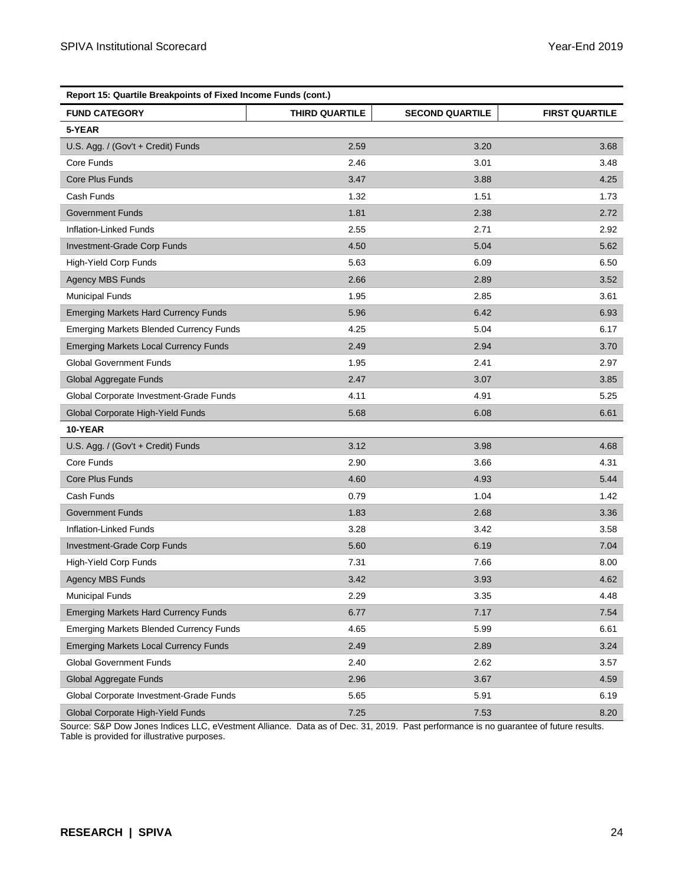| Report 15: Quartile Breakpoints of Fixed Income Funds (cont.) | | | |
|---|---|---|---|
| **FUND CATEGORY** | **THIRD QUARTILE** | **SECOND QUARTILE** | **FIRST QUARTILE** |
| **5-YEAR** | | | |
| U.S. Agg. / (Gov't + Credit) Funds | 2.59 | 3.20 | 3.68 |
| Core Funds | 2.46 | 3.01 | 3.48 |
| Core Plus Funds | 3.47 | 3.88 | 4.25 |
| Cash Funds | 1.32 | 1.51 | 1.73 |
| Government Funds | 1.81 | 2.38 | 2.72 |
| Inflation-Linked Funds | 2.55 | 2.71 | 2.92 |
| Investment-Grade Corp Funds | 4.50 | 5.04 | 5.62 |
| High-Yield Corp Funds | 5.63 | 6.09 | 6.50 |
| Agency MBS Funds | 2.66 | 2.89 | 3.52 |
| Municipal Funds | 1.95 | 2.85 | 3.61 |
| Emerging Markets Hard Currency Funds | 5.96 | 6.42 | 6.93 |
| Emerging Markets Blended Currency Funds | 4.25 | 5.04 | 6.17 |
| Emerging Markets Local Currency Funds | 2.49 | 2.94 | 3.70 |
| Global Government Funds | 1.95 | 2.41 | 2.97 |
| Global Aggregate Funds | 2.47 | 3.07 | 3.85 |
| Global Corporate Investment-Grade Funds | 4.11 | 4.91 | 5.25 |
| Global Corporate High-Yield Funds | 5.68 | 6.08 | 6.61 |
| **10-YEAR** | | | |
| U.S. Agg. / (Gov't + Credit) Funds | 3.12 | 3.98 | 4.68 |
| Core Funds | 2.90 | 3.66 | 4.31 |
| Core Plus Funds | 4.60 | 4.93 | 5.44 |
| Cash Funds | 0.79 | 1.04 | 1.42 |
| Government Funds | 1.83 | 2.68 | 3.36 |
| Inflation-Linked Funds | 3.28 | 3.42 | 3.58 |
| Investment-Grade Corp Funds | 5.60 | 6.19 | 7.04 |
| High-Yield Corp Funds | 7.31 | 7.66 | 8.00 |
| Agency MBS Funds | 3.42 | 3.93 | 4.62 |
| Municipal Funds | 2.29 | 3.35 | 4.48 |
| Emerging Markets Hard Currency Funds | 6.77 | 7.17 | 7.54 |
| Emerging Markets Blended Currency Funds | 4.65 | 5.99 | 6.61 |
| Emerging Markets Local Currency Funds | 2.49 | 2.89 | 3.24 |
| Global Government Funds | 2.40 | 2.62 | 3.57 |
| Global Aggregate Funds | 2.96 | 3.67 | 4.59 |
| Global Corporate Investment-Grade Funds | 5.65 | 5.91 | 6.19 |
| Global Corporate High-Yield Funds | 7.25 | 7.53 | 8.20 |

Source: S&P Dow Jones Indices LLC, eVestment Alliance. Data as of Dec. 31, 2019. Past performance is no guarantee of future results. Table is provided for illustrative purposes.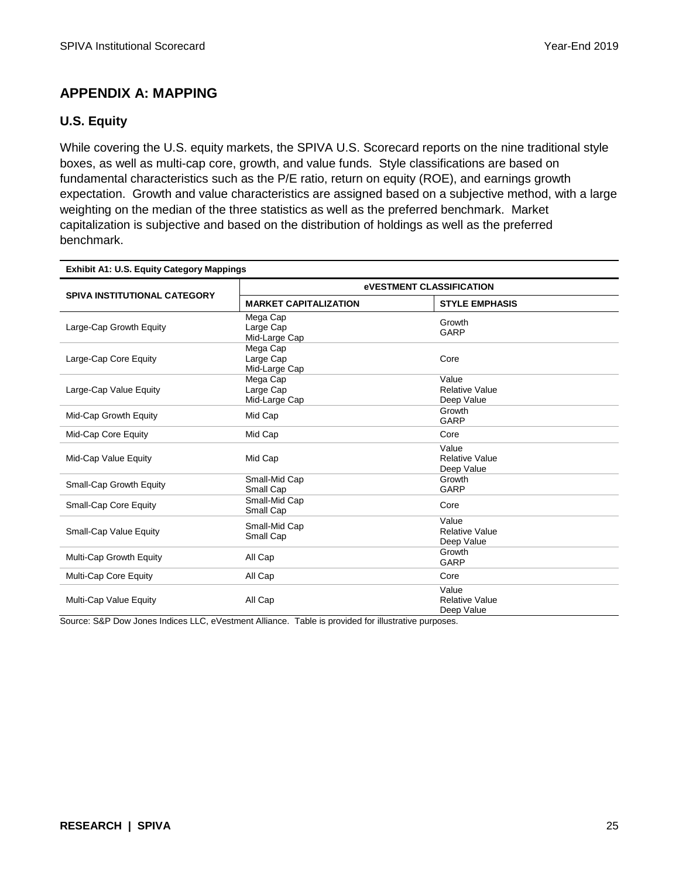## APPENDIX A: MAPPING

### U.S. Equity

While covering the U.S. equity markets, the SPIVA U.S. Scorecard reports on the nine traditional style boxes, as well as multi-cap core, growth, and value funds. Style classifications are based on fundamental characteristics such as the P/E ratio, return on equity (ROE), and earnings growth expectation. Growth and value characteristics are assigned based on a subjective method, with a large weighting on the median of the three statistics as well as the preferred benchmark. Market capitalization is subjective and based on the distribution of holdings as well as the preferred benchmark.

**Exhibit A1: U.S. Equity Category Mappings**

| SPIVA INSTITUTIONAL CATEGORY | eVESTMENT CLASSIFICATION | |
|---|---|---|
| | **MARKET CAPITALIZATION** | **STYLE EMPHASIS** |
| Large-Cap Growth Equity | Mega Cap<br>Large Cap<br>Mid-Large Cap | Growth<br>GARP |
| Large-Cap Core Equity | Mega Cap<br>Large Cap<br>Mid-Large Cap | Core |
| Large-Cap Value Equity | Mega Cap<br>Large Cap<br>Mid-Large Cap | Value<br>Relative Value<br>Deep Value |
| Mid-Cap Growth Equity | Mid Cap | Growth<br>GARP |
| Mid-Cap Core Equity | Mid Cap | Core |
| Mid-Cap Value Equity | Mid Cap | Value<br>Relative Value<br>Deep Value |
| Small-Cap Growth Equity | Small-Mid Cap<br>Small Cap | Growth<br>GARP |
| Small-Cap Core Equity | Small-Mid Cap<br>Small Cap | Core |
| Small-Cap Value Equity | Small-Mid Cap<br>Small Cap | Value<br>Relative Value<br>Deep Value |
| Multi-Cap Growth Equity | All Cap | Growth<br>GARP |
| Multi-Cap Core Equity | All Cap | Core |
| Multi-Cap Value Equity | All Cap | Value<br>Relative Value<br>Deep Value |

Source: S&P Dow Jones Indices LLC, eVestment Alliance. Table is provided for illustrative purposes.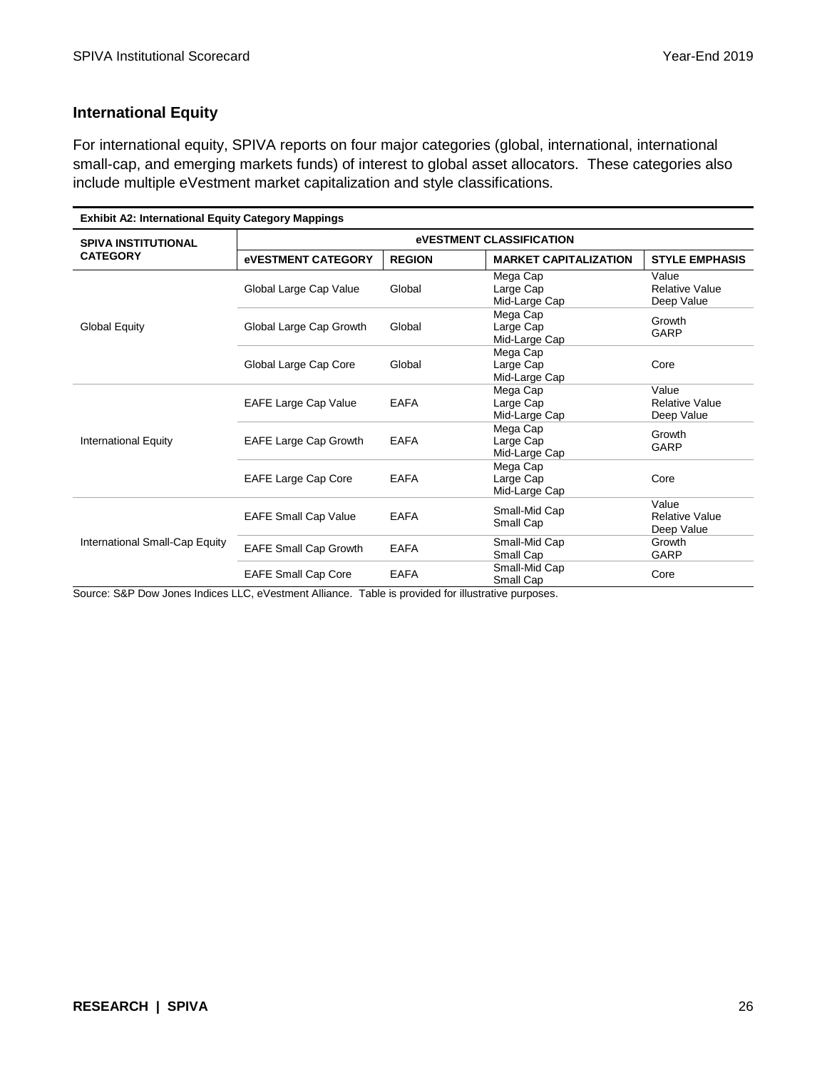## International Equity

For international equity, SPIVA reports on four major categories (global, international, international small-cap, and emerging markets funds) of interest to global asset allocators. These categories also include multiple eVestment market capitalization and style classifications.

**Exhibit A2: International Equity Category Mappings**

| SPIVA INSTITUTIONAL CATEGORY | eVESTMENT CLASSIFICATION | | | |
|---|---|---|---|---|
| | **eVESTMENT CATEGORY** | **REGION** | **MARKET CAPITALIZATION** | **STYLE EMPHASIS** |
| Global Equity | Global Large Cap Value | Global | Mega Cap<br>Large Cap<br>Mid-Large Cap | Value<br>Relative Value<br>Deep Value |
| | Global Large Cap Growth | Global | Mega Cap<br>Large Cap<br>Mid-Large Cap | Growth<br>GARP |
| | Global Large Cap Core | Global | Mega Cap<br>Large Cap<br>Mid-Large Cap | Core |
| International Equity | EAFE Large Cap Value | EAFA | Mega Cap<br>Large Cap<br>Mid-Large Cap | Value<br>Relative Value<br>Deep Value |
| | EAFE Large Cap Growth | EAFA | Mega Cap<br>Large Cap<br>Mid-Large Cap | Growth<br>GARP |
| | EAFE Large Cap Core | EAFA | Mega Cap<br>Large Cap<br>Mid-Large Cap | Core |
| International Small-Cap Equity | EAFE Small Cap Value | EAFA | Small-Mid Cap<br>Small Cap | Value<br>Relative Value<br>Deep Value |
| | EAFE Small Cap Growth | EAFA | Small-Mid Cap<br>Small Cap | Growth<br>GARP |
| | EAFE Small Cap Core | EAFA | Small-Mid Cap<br>Small Cap | Core |

Source: S&P Dow Jones Indices LLC, eVestment Alliance. Table is provided for illustrative purposes.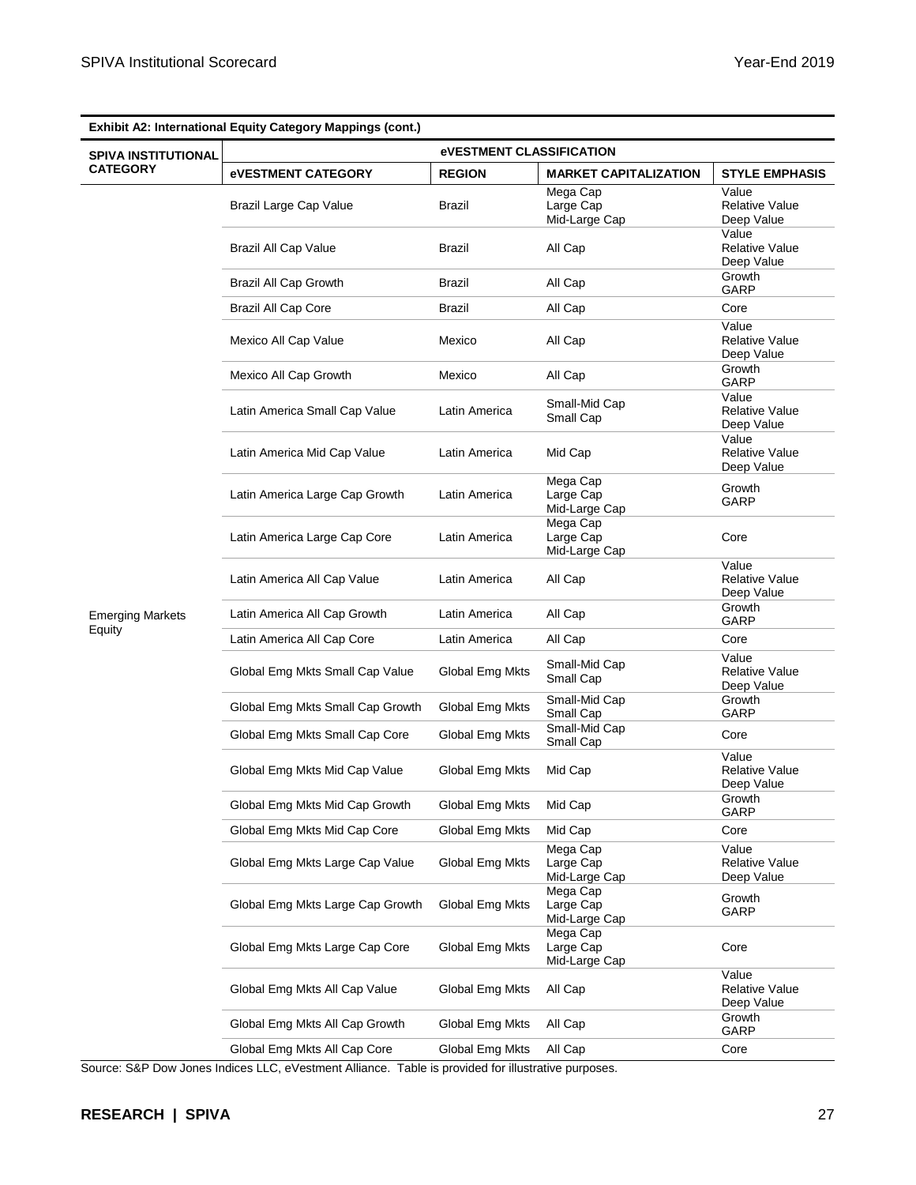**Exhibit A2: International Equity Category Mappings (cont.)**

| SPIVA INSTITUTIONAL CATEGORY | eVESTMENT CLASSIFICATION | | | |
|---|---|---|---|---|
| | **eVESTMENT CATEGORY** | **REGION** | **MARKET CAPITALIZATION** | **STYLE EMPHASIS** |
| Emerging Markets Equity | Brazil Large Cap Value | Brazil | Mega Cap<br>Large Cap<br>Mid-Large Cap | Value<br>Relative Value<br>Deep Value |
| | Brazil All Cap Value | Brazil | All Cap | Value<br>Relative Value<br>Deep Value |
| | Brazil All Cap Growth | Brazil | All Cap | Growth<br>GARP |
| | Brazil All Cap Core | Brazil | All Cap | Core |
| | Mexico All Cap Value | Mexico | All Cap | Value<br>Relative Value<br>Deep Value |
| | Mexico All Cap Growth | Mexico | All Cap | Growth<br>GARP |
| | Latin America Small Cap Value | Latin America | Small-Mid Cap<br>Small Cap | Value<br>Relative Value<br>Deep Value |
| | Latin America Mid Cap Value | Latin America | Mid Cap | Value<br>Relative Value<br>Deep Value |
| | Latin America Large Cap Growth | Latin America | Mega Cap<br>Large Cap<br>Mid-Large Cap | Growth<br>GARP |
| | Latin America Large Cap Core | Latin America | Mega Cap<br>Large Cap<br>Mid-Large Cap | Core |
| | Latin America All Cap Value | Latin America | All Cap | Value<br>Relative Value<br>Deep Value |
| | Latin America All Cap Growth | Latin America | All Cap | Growth<br>GARP |
| | Latin America All Cap Core | Latin America | All Cap | Core |
| | Global Emg Mkts Small Cap Value | Global Emg Mkts | Small-Mid Cap<br>Small Cap | Value<br>Relative Value<br>Deep Value |
| | Global Emg Mkts Small Cap Growth | Global Emg Mkts | Small-Mid Cap<br>Small Cap | Growth<br>GARP |
| | Global Emg Mkts Small Cap Core | Global Emg Mkts | Small-Mid Cap<br>Small Cap | Core |
| | Global Emg Mkts Mid Cap Value | Global Emg Mkts | Mid Cap | Value<br>Relative Value<br>Deep Value |
| | Global Emg Mkts Mid Cap Growth | Global Emg Mkts | Mid Cap | Growth<br>GARP |
| | Global Emg Mkts Mid Cap Core | Global Emg Mkts | Mid Cap | Core |
| | Global Emg Mkts Large Cap Value | Global Emg Mkts | Mega Cap<br>Large Cap<br>Mid-Large Cap | Value<br>Relative Value<br>Deep Value |
| | Global Emg Mkts Large Cap Growth | Global Emg Mkts | Mega Cap<br>Large Cap<br>Mid-Large Cap | Growth<br>GARP |
| | Global Emg Mkts Large Cap Core | Global Emg Mkts | Mega Cap<br>Large Cap<br>Mid-Large Cap | Core |
| | Global Emg Mkts All Cap Value | Global Emg Mkts | All Cap | Value<br>Relative Value<br>Deep Value |
| | Global Emg Mkts All Cap Growth | Global Emg Mkts | All Cap | Growth<br>GARP |
| | Global Emg Mkts All Cap Core | Global Emg Mkts | All Cap | Core |

Source: S&P Dow Jones Indices LLC, eVestment Alliance. Table is provided for illustrative purposes.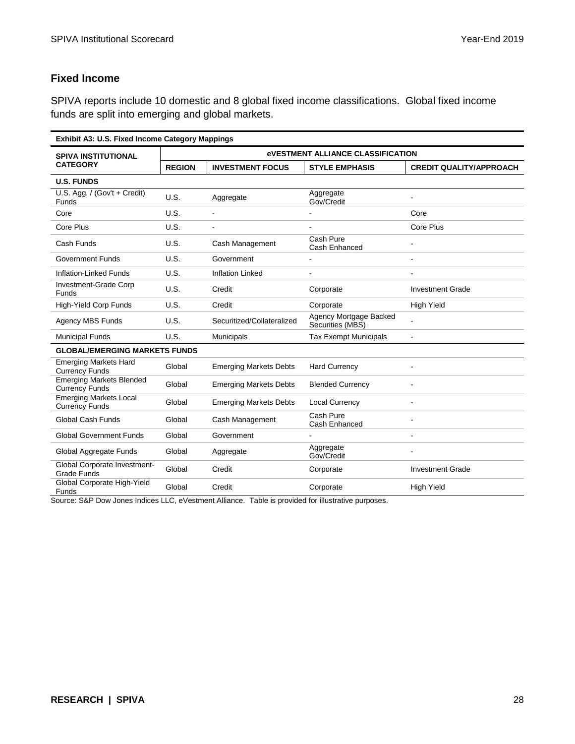## Fixed Income

SPIVA reports include 10 domestic and 8 global fixed income classifications. Global fixed income funds are split into emerging and global markets.

**Exhibit A3: U.S. Fixed Income Category Mappings**

| SPIVA INSTITUTIONAL CATEGORY | eVESTMENT ALLIANCE CLASSIFICATION | | | |
|---|---|---|---|---|
| | REGION | INVESTMENT FOCUS | STYLE EMPHASIS | CREDIT QUALITY/APPROACH |
| **U.S. FUNDS** | | | | |
| U.S. Agg. / (Gov't + Credit) Funds | U.S. | Aggregate | Aggregate Gov/Credit | - |
| Core | U.S. | - | - | Core |
| Core Plus | U.S. | - | - | Core Plus |
| Cash Funds | U.S. | Cash Management | Cash Pure Cash Enhanced | - |
| Government Funds | U.S. | Government | - | - |
| Inflation-Linked Funds | U.S. | Inflation Linked | - | - |
| Investment-Grade Corp Funds | U.S. | Credit | Corporate | Investment Grade |
| High-Yield Corp Funds | U.S. | Credit | Corporate | High Yield |
| Agency MBS Funds | U.S. | Securitized/Collateralized | Agency Mortgage Backed Securities (MBS) | - |
| Municipal Funds | U.S. | Municipals | Tax Exempt Municipals | - |
| **GLOBAL/EMERGING MARKETS FUNDS** | | | | |
| Emerging Markets Hard Currency Funds | Global | Emerging Markets Debts | Hard Currency | - |
| Emerging Markets Blended Currency Funds | Global | Emerging Markets Debts | Blended Currency | - |
| Emerging Markets Local Currency Funds | Global | Emerging Markets Debts | Local Currency | - |
| Global Cash Funds | Global | Cash Management | Cash Pure Cash Enhanced | - |
| Global Government Funds | Global | Government | - | - |
| Global Aggregate Funds | Global | Aggregate | Aggregate Gov/Credit | - |
| Global Corporate Investment-Grade Funds | Global | Credit | Corporate | Investment Grade |
| Global Corporate High-Yield Funds | Global | Credit | Corporate | High Yield |

Source: S&P Dow Jones Indices LLC, eVestment Alliance. Table is provided for illustrative purposes.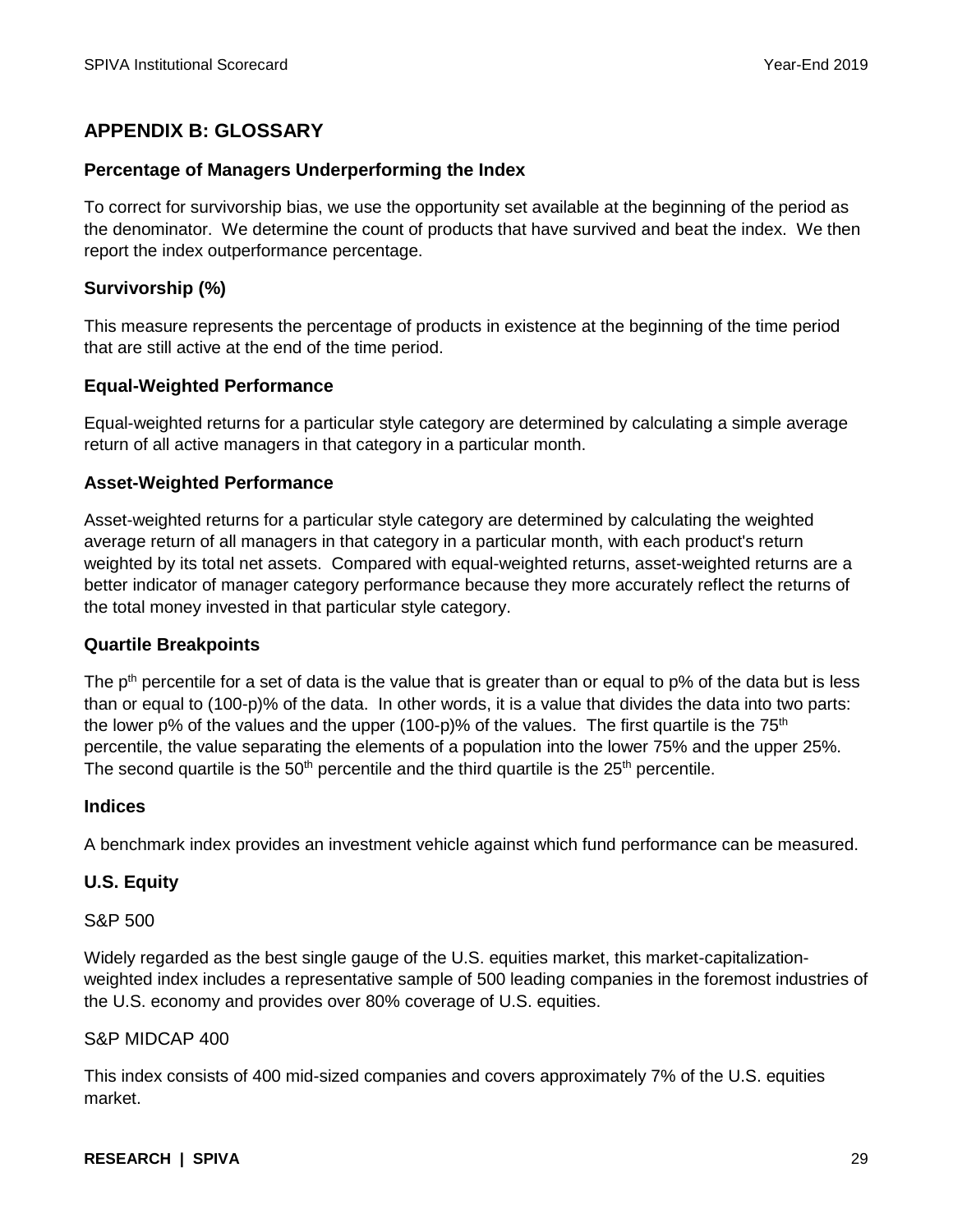## APPENDIX B: GLOSSARY

### Percentage of Managers Underperforming the Index

To correct for survivorship bias, we use the opportunity set available at the beginning of the period as the denominator. We determine the count of products that have survived and beat the index. We then report the index outperformance percentage.

### Survivorship (%)

This measure represents the percentage of products in existence at the beginning of the time period that are still active at the end of the time period.

### Equal-Weighted Performance

Equal-weighted returns for a particular style category are determined by calculating a simple average return of all active managers in that category in a particular month.

### Asset-Weighted Performance

Asset-weighted returns for a particular style category are determined by calculating the weighted average return of all managers in that category in a particular month, with each product's return weighted by its total net assets. Compared with equal-weighted returns, asset-weighted returns are a better indicator of manager category performance because they more accurately reflect the returns of the total money invested in that particular style category.

### Quartile Breakpoints

The $p^{th}$ percentile for a set of data is the value that is greater than or equal to p% of the data but is less than or equal to (100-p)% of the data. In other words, it is a value that divides the data into two parts: the lower p% of the values and the upper (100-p)% of the values. The first quartile is the $75^{th}$ percentile, the value separating the elements of a population into the lower 75% and the upper 25%. The second quartile is the $50^{th}$ percentile and the third quartile is the $25^{th}$ percentile.

### Indices

A benchmark index provides an investment vehicle against which fund performance can be measured.

### U.S. Equity

S&P 500

Widely regarded as the best single gauge of the U.S. equities market, this market-capitalization-weighted index includes a representative sample of 500 leading companies in the foremost industries of the U.S. economy and provides over 80% coverage of U.S. equities.

S&P MIDCAP 400

This index consists of 400 mid-sized companies and covers approximately 7% of the U.S. equities market.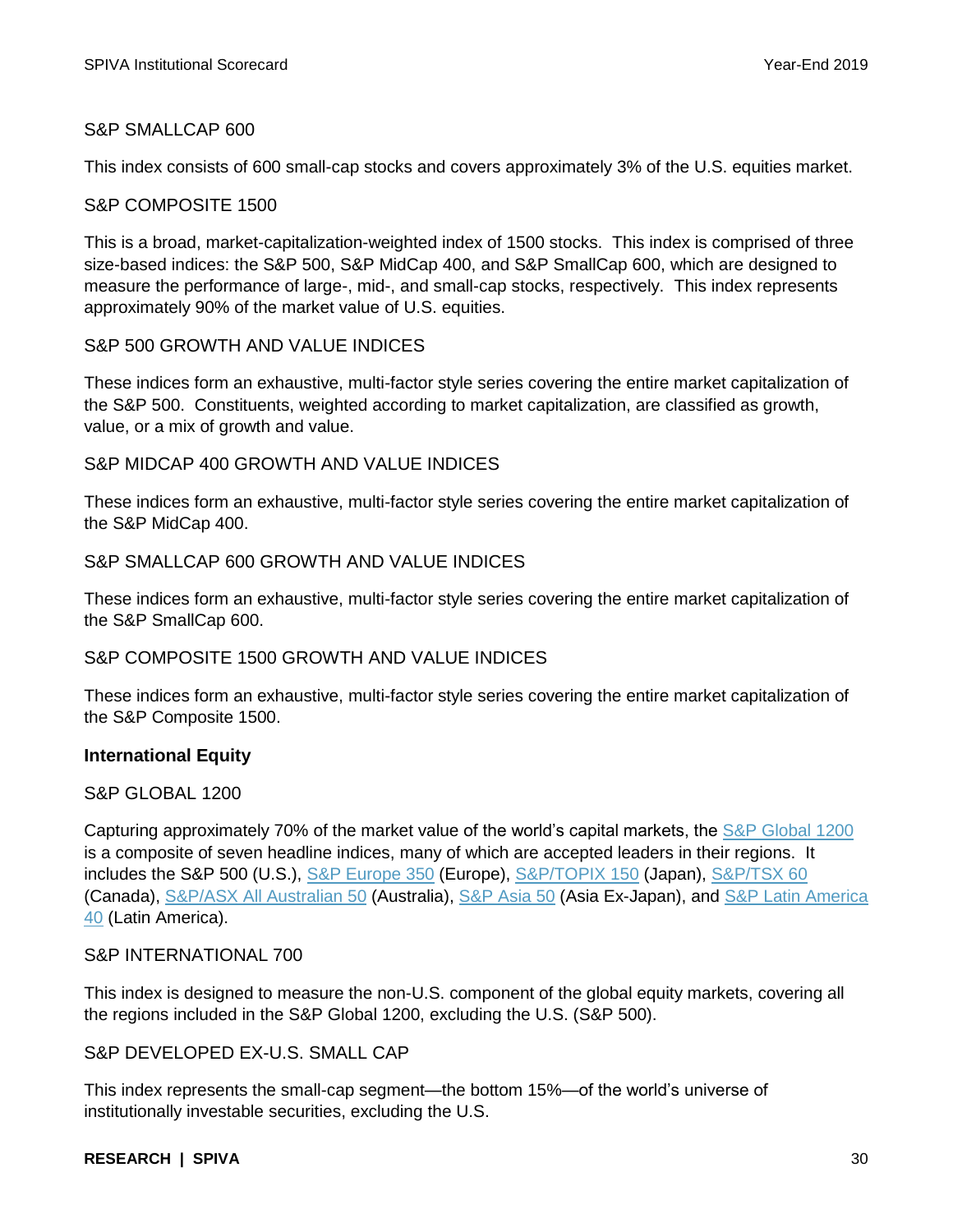### S&P SMALLCAP 600

This index consists of 600 small-cap stocks and covers approximately 3% of the U.S. equities market.

### S&P COMPOSITE 1500

This is a broad, market-capitalization-weighted index of 1500 stocks. This index is comprised of three size-based indices: the S&P 500, S&P MidCap 400, and S&P SmallCap 600, which are designed to measure the performance of large-, mid-, and small-cap stocks, respectively. This index represents approximately 90% of the market value of U.S. equities.

### S&P 500 GROWTH AND VALUE INDICES

These indices form an exhaustive, multi-factor style series covering the entire market capitalization of the S&P 500. Constituents, weighted according to market capitalization, are classified as growth, value, or a mix of growth and value.

### S&P MIDCAP 400 GROWTH AND VALUE INDICES

These indices form an exhaustive, multi-factor style series covering the entire market capitalization of the S&P MidCap 400.

### S&P SMALLCAP 600 GROWTH AND VALUE INDICES

These indices form an exhaustive, multi-factor style series covering the entire market capitalization of the S&P SmallCap 600.

### S&P COMPOSITE 1500 GROWTH AND VALUE INDICES

These indices form an exhaustive, multi-factor style series covering the entire market capitalization of the S&P Composite 1500.

## International Equity

### S&P GLOBAL 1200

Capturing approximately 70% of the market value of the world's capital markets, the S&P Global 1200 is a composite of seven headline indices, many of which are accepted leaders in their regions. It includes the S&P 500 (U.S.), S&P Europe 350 (Europe), S&P/TOPIX 150 (Japan), S&P/TSX 60 (Canada), S&P/ASX All Australian 50 (Australia), S&P Asia 50 (Asia Ex-Japan), and S&P Latin America 40 (Latin America).

### S&P INTERNATIONAL 700

This index is designed to measure the non-U.S. component of the global equity markets, covering all the regions included in the S&P Global 1200, excluding the U.S. (S&P 500).

### S&P DEVELOPED EX-U.S. SMALL CAP

This index represents the small-cap segment—the bottom 15%—of the world's universe of institutionally investable securities, excluding the U.S.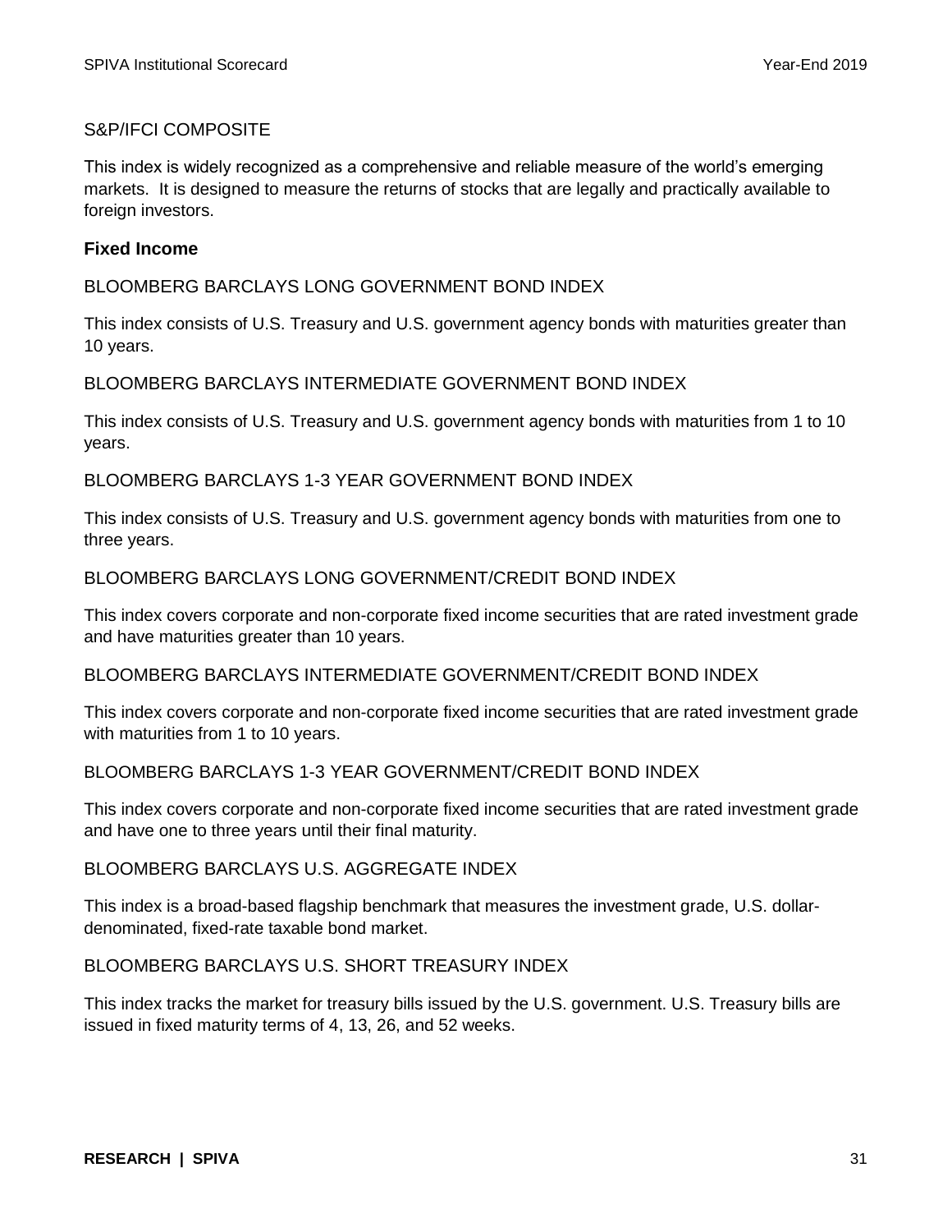S&P/IFCI COMPOSITE

This index is widely recognized as a comprehensive and reliable measure of the world's emerging markets. It is designed to measure the returns of stocks that are legally and practically available to foreign investors.

**Fixed Income**

BLOOMBERG BARCLAYS LONG GOVERNMENT BOND INDEX

This index consists of U.S. Treasury and U.S. government agency bonds with maturities greater than 10 years.

BLOOMBERG BARCLAYS INTERMEDIATE GOVERNMENT BOND INDEX

This index consists of U.S. Treasury and U.S. government agency bonds with maturities from 1 to 10 years.

BLOOMBERG BARCLAYS 1-3 YEAR GOVERNMENT BOND INDEX

This index consists of U.S. Treasury and U.S. government agency bonds with maturities from one to three years.

BLOOMBERG BARCLAYS LONG GOVERNMENT/CREDIT BOND INDEX

This index covers corporate and non-corporate fixed income securities that are rated investment grade and have maturities greater than 10 years.

BLOOMBERG BARCLAYS INTERMEDIATE GOVERNMENT/CREDIT BOND INDEX

This index covers corporate and non-corporate fixed income securities that are rated investment grade with maturities from 1 to 10 years.

BLOOMBERG BARCLAYS 1-3 YEAR GOVERNMENT/CREDIT BOND INDEX

This index covers corporate and non-corporate fixed income securities that are rated investment grade and have one to three years until their final maturity.

BLOOMBERG BARCLAYS U.S. AGGREGATE INDEX

This index is a broad-based flagship benchmark that measures the investment grade, U.S. dollar-denominated, fixed-rate taxable bond market.

BLOOMBERG BARCLAYS U.S. SHORT TREASURY INDEX

This index tracks the market for treasury bills issued by the U.S. government. U.S. Treasury bills are issued in fixed maturity terms of 4, 13, 26, and 52 weeks.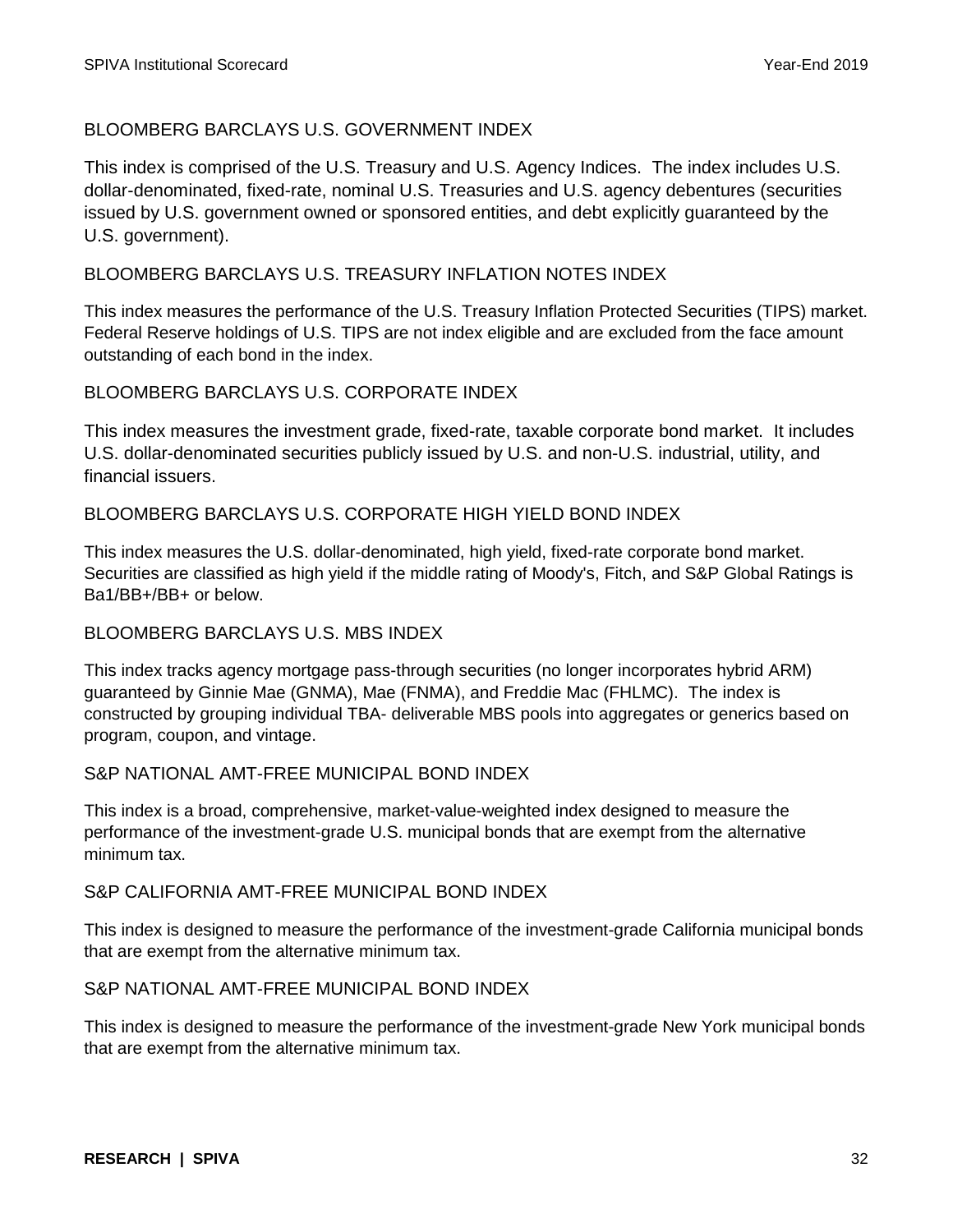### BLOOMBERG BARCLAYS U.S. GOVERNMENT INDEX

This index is comprised of the U.S. Treasury and U.S. Agency Indices. The index includes U.S. dollar-denominated, fixed-rate, nominal U.S. Treasuries and U.S. agency debentures (securities issued by U.S. government owned or sponsored entities, and debt explicitly guaranteed by the U.S. government).

### BLOOMBERG BARCLAYS U.S. TREASURY INFLATION NOTES INDEX

This index measures the performance of the U.S. Treasury Inflation Protected Securities (TIPS) market. Federal Reserve holdings of U.S. TIPS are not index eligible and are excluded from the face amount outstanding of each bond in the index.

### BLOOMBERG BARCLAYS U.S. CORPORATE INDEX

This index measures the investment grade, fixed-rate, taxable corporate bond market. It includes U.S. dollar-denominated securities publicly issued by U.S. and non-U.S. industrial, utility, and financial issuers.

### BLOOMBERG BARCLAYS U.S. CORPORATE HIGH YIELD BOND INDEX

This index measures the U.S. dollar-denominated, high yield, fixed-rate corporate bond market. Securities are classified as high yield if the middle rating of Moody's, Fitch, and S&P Global Ratings is Ba1/BB+/BB+ or below.

### BLOOMBERG BARCLAYS U.S. MBS INDEX

This index tracks agency mortgage pass-through securities (no longer incorporates hybrid ARM) guaranteed by Ginnie Mae (GNMA), Mae (FNMA), and Freddie Mac (FHLMC). The index is constructed by grouping individual TBA- deliverable MBS pools into aggregates or generics based on program, coupon, and vintage.

### S&P NATIONAL AMT-FREE MUNICIPAL BOND INDEX

This index is a broad, comprehensive, market-value-weighted index designed to measure the performance of the investment-grade U.S. municipal bonds that are exempt from the alternative minimum tax.

### S&P CALIFORNIA AMT-FREE MUNICIPAL BOND INDEX

This index is designed to measure the performance of the investment-grade California municipal bonds that are exempt from the alternative minimum tax.

### S&P NATIONAL AMT-FREE MUNICIPAL BOND INDEX

This index is designed to measure the performance of the investment-grade New York municipal bonds that are exempt from the alternative minimum tax.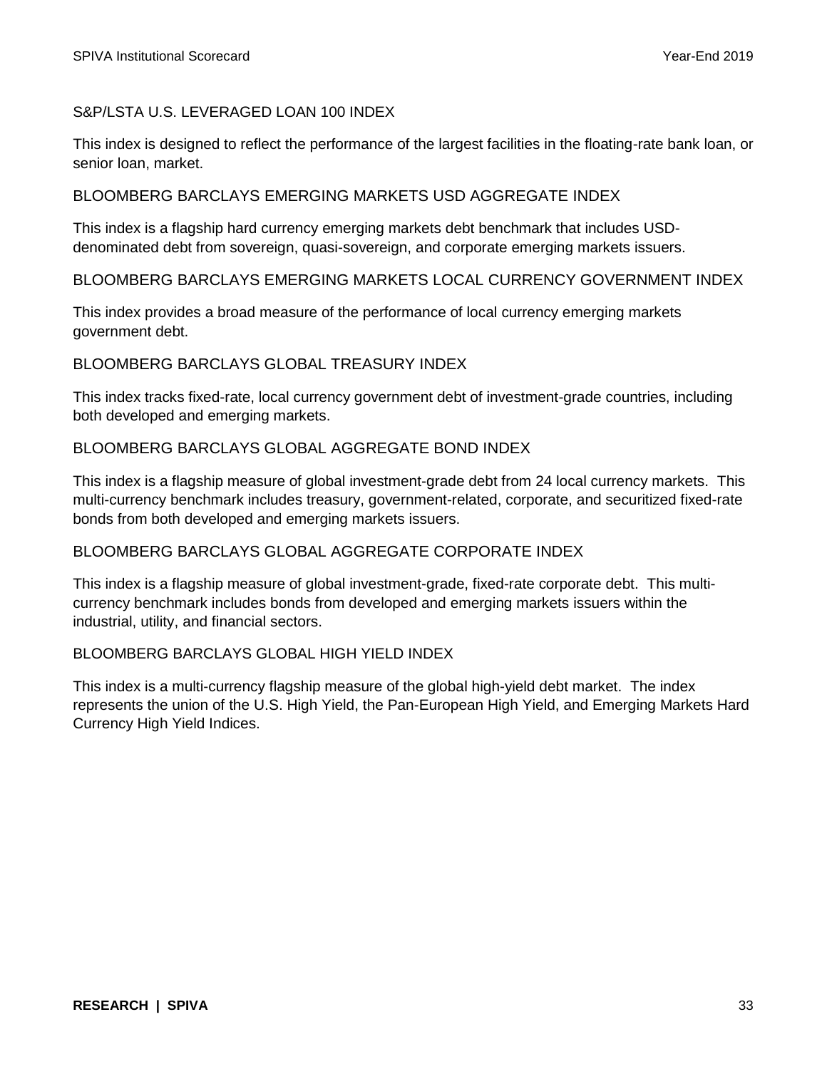### S&P/LSTA U.S. LEVERAGED LOAN 100 INDEX

This index is designed to reflect the performance of the largest facilities in the floating-rate bank loan, or senior loan, market.

### BLOOMBERG BARCLAYS EMERGING MARKETS USD AGGREGATE INDEX

This index is a flagship hard currency emerging markets debt benchmark that includes USD-denominated debt from sovereign, quasi-sovereign, and corporate emerging markets issuers.

### BLOOMBERG BARCLAYS EMERGING MARKETS LOCAL CURRENCY GOVERNMENT INDEX

This index provides a broad measure of the performance of local currency emerging markets government debt.

### BLOOMBERG BARCLAYS GLOBAL TREASURY INDEX

This index tracks fixed-rate, local currency government debt of investment-grade countries, including both developed and emerging markets.

### BLOOMBERG BARCLAYS GLOBAL AGGREGATE BOND INDEX

This index is a flagship measure of global investment-grade debt from 24 local currency markets. This multi-currency benchmark includes treasury, government-related, corporate, and securitized fixed-rate bonds from both developed and emerging markets issuers.

### BLOOMBERG BARCLAYS GLOBAL AGGREGATE CORPORATE INDEX

This index is a flagship measure of global investment-grade, fixed-rate corporate debt. This multi-currency benchmark includes bonds from developed and emerging markets issuers within the industrial, utility, and financial sectors.

### BLOOMBERG BARCLAYS GLOBAL HIGH YIELD INDEX

This index is a multi-currency flagship measure of the global high-yield debt market. The index represents the union of the U.S. High Yield, the Pan-European High Yield, and Emerging Markets Hard Currency High Yield Indices.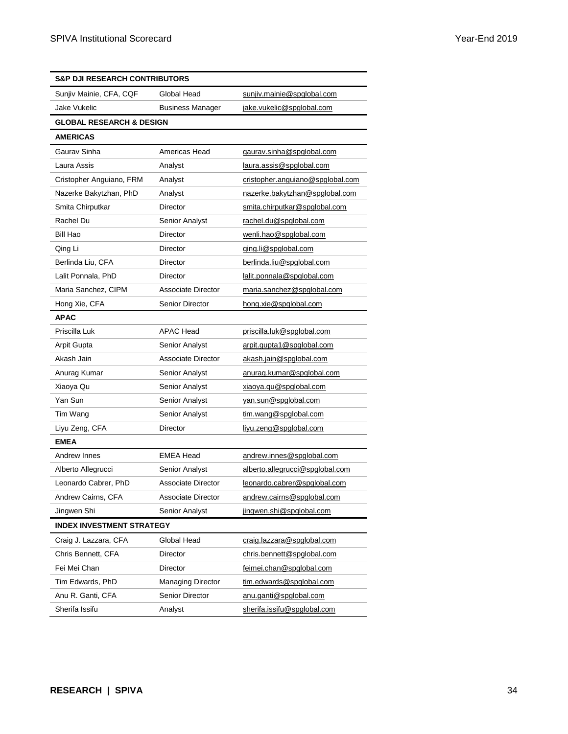| S&P DJI RESEARCH CONTRIBUTORS | | |
|---|---|---|
| Sunjiv Mainie, CFA, CQF | Global Head | sunjiv.mainie@spglobal.com |
| Jake Vukelic | Business Manager | jake.vukelic@spglobal.com |
| **GLOBAL RESEARCH & DESIGN** | | |
| **AMERICAS** | | |
| Gaurav Sinha | Americas Head | gaurav.sinha@spglobal.com |
| Laura Assis | Analyst | laura.assis@spglobal.com |
| Cristopher Anguiano, FRM | Analyst | cristopher.anguiano@spglobal.com |
| Nazerke Bakytzhan, PhD | Analyst | nazerke.bakytzhan@spglobal.com |
| Smita Chirputkar | Director | smita.chirputkar@spglobal.com |
| Rachel Du | Senior Analyst | rachel.du@spglobal.com |
| Bill Hao | Director | wenli.hao@spglobal.com |
| Qing Li | Director | qing.li@spglobal.com |
| Berlinda Liu, CFA | Director | berlinda.liu@spglobal.com |
| Lalit Ponnala, PhD | Director | lalit.ponnala@spglobal.com |
| Maria Sanchez, CIPM | Associate Director | maria.sanchez@spglobal.com |
| Hong Xie, CFA | Senior Director | hong.xie@spglobal.com |
| **APAC** | | |
| Priscilla Luk | APAC Head | priscilla.luk@spglobal.com |
| Arpit Gupta | Senior Analyst | arpit.gupta1@spglobal.com |
| Akash Jain | Associate Director | akash.jain@spglobal.com |
| Anurag Kumar | Senior Analyst | anurag.kumar@spglobal.com |
| Xiaoya Qu | Senior Analyst | xiaoya.qu@spglobal.com |
| Yan Sun | Senior Analyst | yan.sun@spglobal.com |
| Tim Wang | Senior Analyst | tim.wang@spglobal.com |
| Liyu Zeng, CFA | Director | liyu.zeng@spglobal.com |
| **EMEA** | | |
| Andrew Innes | EMEA Head | andrew.innes@spglobal.com |
| Alberto Allegrucci | Senior Analyst | alberto.allegrucci@spglobal.com |
| Leonardo Cabrer, PhD | Associate Director | leonardo.cabrer@spglobal.com |
| Andrew Cairns, CFA | Associate Director | andrew.cairns@spglobal.com |
| Jingwen Shi | Senior Analyst | jingwen.shi@spglobal.com |
| **INDEX INVESTMENT STRATEGY** | | |
| Craig J. Lazzara, CFA | Global Head | craig.lazzara@spglobal.com |
| Chris Bennett, CFA | Director | chris.bennett@spglobal.com |
| Fei Mei Chan | Director | feimei.chan@spglobal.com |
| Tim Edwards, PhD | Managing Director | tim.edwards@spglobal.com |
| Anu R. Ganti, CFA | Senior Director | anu.ganti@spglobal.com |
| Sherifa Issifu | Analyst | sherifa.issifu@spglobal.com |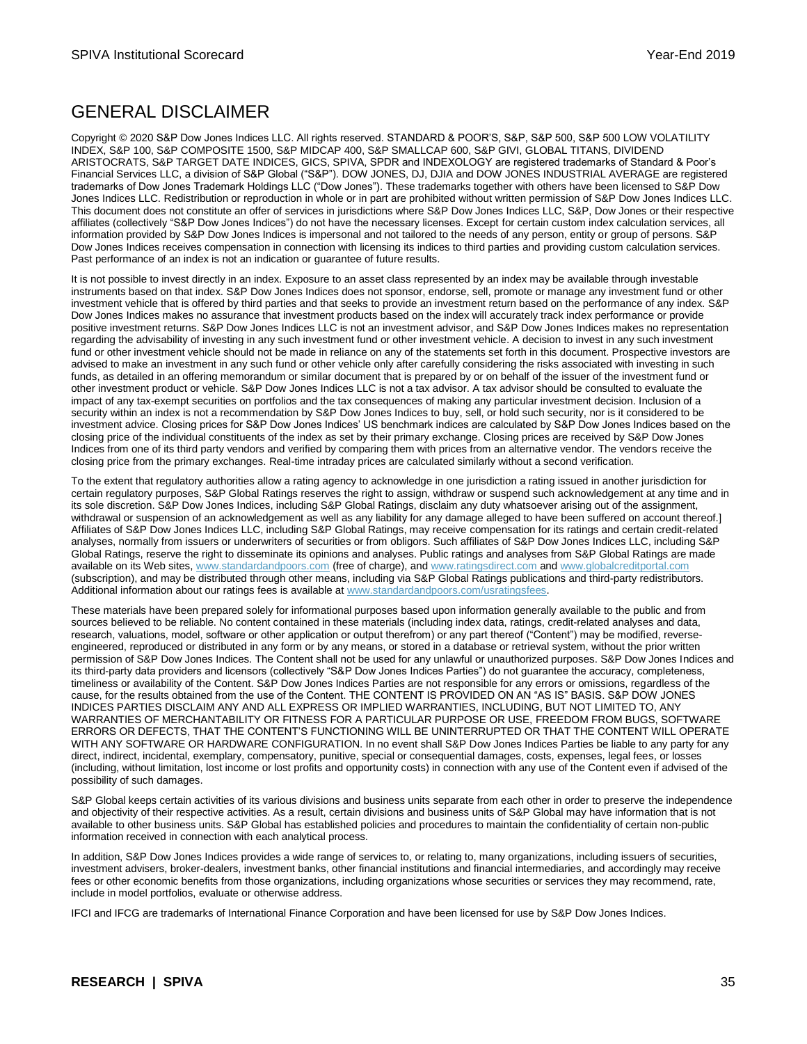## GENERAL DISCLAIMER

Copyright © 2020 S&P Dow Jones Indices LLC. All rights reserved. STANDARD & POOR'S, S&P, S&P 500, S&P 500 LOW VOLATILITY INDEX, S&P 100, S&P COMPOSITE 1500, S&P MIDCAP 400, S&P SMALLCAP 600, S&P GIVI, GLOBAL TITANS, DIVIDEND ARISTOCRATS, S&P TARGET DATE INDICES, GICS, SPIVA, SPDR and INDEXOLOGY are registered trademarks of Standard & Poor's Financial Services LLC, a division of S&P Global ("S&P"). DOW JONES, DJ, DJIA and DOW JONES INDUSTRIAL AVERAGE are registered trademarks of Dow Jones Trademark Holdings LLC ("Dow Jones"). These trademarks together with others have been licensed to S&P Dow Jones Indices LLC. Redistribution or reproduction in whole or in part are prohibited without written permission of S&P Dow Jones Indices LLC. This document does not constitute an offer of services in jurisdictions where S&P Dow Jones Indices LLC, S&P, Dow Jones or their respective affiliates (collectively "S&P Dow Jones Indices") do not have the necessary licenses. Except for certain custom index calculation services, all information provided by S&P Dow Jones Indices is impersonal and not tailored to the needs of any person, entity or group of persons. S&P Dow Jones Indices receives compensation in connection with licensing its indices to third parties and providing custom calculation services. Past performance of an index is not an indication or guarantee of future results.

It is not possible to invest directly in an index. Exposure to an asset class represented by an index may be available through investable instruments based on that index. S&P Dow Jones Indices does not sponsor, endorse, sell, promote or manage any investment fund or other investment vehicle that is offered by third parties and that seeks to provide an investment return based on the performance of any index. S&P Dow Jones Indices makes no assurance that investment products based on the index will accurately track index performance or provide positive investment returns. S&P Dow Jones Indices LLC is not an investment advisor, and S&P Dow Jones Indices makes no representation regarding the advisability of investing in any such investment fund or other investment vehicle. A decision to invest in any such investment fund or other investment vehicle should not be made in reliance on any of the statements set forth in this document. Prospective investors are advised to make an investment in any such fund or other vehicle only after carefully considering the risks associated with investing in such funds, as detailed in an offering memorandum or similar document that is prepared by or on behalf of the issuer of the investment fund or other investment product or vehicle. S&P Dow Jones Indices LLC is not a tax advisor. A tax advisor should be consulted to evaluate the impact of any tax-exempt securities on portfolios and the tax consequences of making any particular investment decision. Inclusion of a security within an index is not a recommendation by S&P Dow Jones Indices to buy, sell, or hold such security, nor is it considered to be investment advice. Closing prices for S&P Dow Jones Indices' US benchmark indices are calculated by S&P Dow Jones Indices based on the closing price of the individual constituents of the index as set by their primary exchange. Closing prices are received by S&P Dow Jones Indices from one of its third party vendors and verified by comparing them with prices from an alternative vendor. The vendors receive the closing price from the primary exchanges. Real-time intraday prices are calculated similarly without a second verification.

To the extent that regulatory authorities allow a rating agency to acknowledge in one jurisdiction a rating issued in another jurisdiction for certain regulatory purposes, S&P Global Ratings reserves the right to assign, withdraw or suspend such acknowledgement at any time and in its sole discretion. S&P Dow Jones Indices, including S&P Global Ratings, disclaim any duty whatsoever arising out of the assignment, withdrawal or suspension of an acknowledgement as well as any liability for any damage alleged to have been suffered on account thereof.] Affiliates of S&P Dow Jones Indices LLC, including S&P Global Ratings, may receive compensation for its ratings and certain credit-related analyses, normally from issuers or underwriters of securities or from obligors. Such affiliates of S&P Dow Jones Indices LLC, including S&P Global Ratings, reserve the right to disseminate its opinions and analyses. Public ratings and analyses from S&P Global Ratings are made available on its Web sites, www.standardandpoors.com (free of charge), and www.ratingsdirect.com and www.globalcreditportal.com (subscription), and may be distributed through other means, including via S&P Global Ratings publications and third-party redistributors. Additional information about our ratings fees is available at www.standardandpoors.com/usratingsfees.

These materials have been prepared solely for informational purposes based upon information generally available to the public and from sources believed to be reliable. No content contained in these materials (including index data, ratings, credit-related analyses and data, research, valuations, model, software or other application or output therefrom) or any part thereof ("Content") may be modified, reverse-engineered, reproduced or distributed in any form or by any means, or stored in a database or retrieval system, without the prior written permission of S&P Dow Jones Indices. The Content shall not be used for any unlawful or unauthorized purposes. S&P Dow Jones Indices and its third-party data providers and licensors (collectively "S&P Dow Jones Indices Parties") do not guarantee the accuracy, completeness, timeliness or availability of the Content. S&P Dow Jones Indices Parties are not responsible for any errors or omissions, regardless of the cause, for the results obtained from the use of the Content. THE CONTENT IS PROVIDED ON AN "AS IS" BASIS. S&P DOW JONES INDICES PARTIES DISCLAIM ANY AND ALL EXPRESS OR IMPLIED WARRANTIES, INCLUDING, BUT NOT LIMITED TO, ANY WARRANTIES OF MERCHANTABILITY OR FITNESS FOR A PARTICULAR PURPOSE OR USE, FREEDOM FROM BUGS, SOFTWARE ERRORS OR DEFECTS, THAT THE CONTENT'S FUNCTIONING WILL BE UNINTERRUPTED OR THAT THE CONTENT WILL OPERATE WITH ANY SOFTWARE OR HARDWARE CONFIGURATION. In no event shall S&P Dow Jones Indices Parties be liable to any party for any direct, indirect, incidental, exemplary, compensatory, punitive, special or consequential damages, costs, expenses, legal fees, or losses (including, without limitation, lost income or lost profits and opportunity costs) in connection with any use of the Content even if advised of the possibility of such damages.

S&P Global keeps certain activities of its various divisions and business units separate from each other in order to preserve the independence and objectivity of their respective activities. As a result, certain divisions and business units of S&P Global may have information that is not available to other business units. S&P Global has established policies and procedures to maintain the confidentiality of certain non-public information received in connection with each analytical process.

In addition, S&P Dow Jones Indices provides a wide range of services to, or relating to, many organizations, including issuers of securities, investment advisers, broker-dealers, investment banks, other financial institutions and financial intermediaries, and accordingly may receive fees or other economic benefits from those organizations, including organizations whose securities or services they may recommend, rate, include in model portfolios, evaluate or otherwise address.

IFCI and IFCG are trademarks of International Finance Corporation and have been licensed for use by S&P Dow Jones Indices.